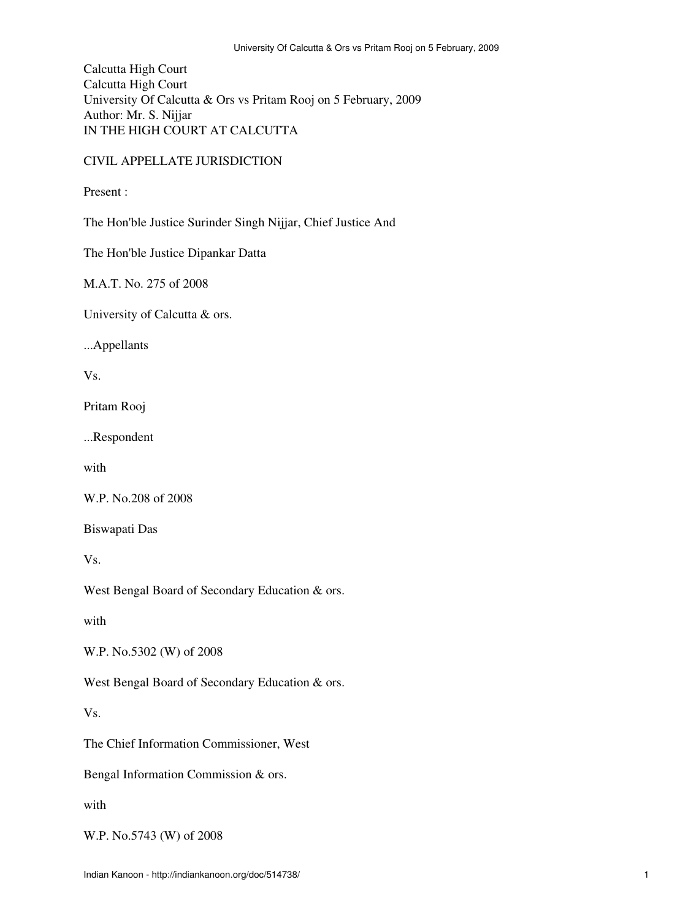Calcutta High Court
Calcutta High Court
University Of Calcutta & Ors vs Pritam Rooj on 5 February, 2009
Author: Mr. S. Nijjar
IN THE HIGH COURT AT CALCUTTA

CIVIL APPELLATE JURISDICTION

Present :

The Hon'ble Justice Surinder Singh Nijjar, Chief Justice And

The Hon'ble Justice Dipankar Datta

M.A.T. No. 275 of 2008

University of Calcutta & ors.

...Appellants

Vs.

Pritam Rooj

...Respondent

with

W.P. No.208 of 2008

Biswapati Das

Vs.

West Bengal Board of Secondary Education & ors.

with

W.P. No.5302 (W) of 2008

West Bengal Board of Secondary Education & ors.

Vs.

The Chief Information Commissioner, West

Bengal Information Commission & ors.

with

W.P. No.5743 (W) of 2008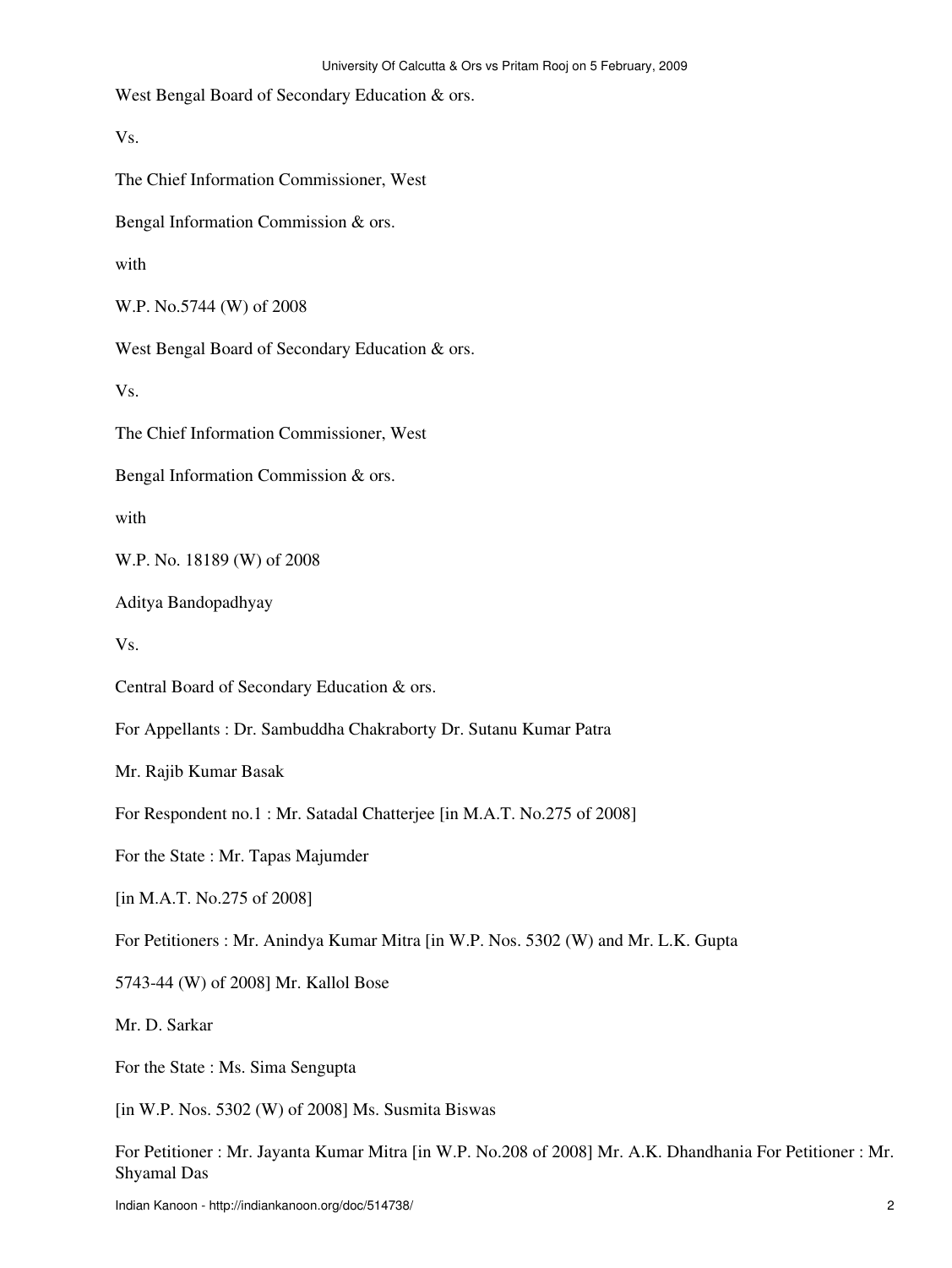West Bengal Board of Secondary Education & ors.

Vs.

The Chief Information Commissioner, West

Bengal Information Commission & ors.

with

W.P. No.5744 (W) of 2008

West Bengal Board of Secondary Education & ors.

Vs.

The Chief Information Commissioner, West

Bengal Information Commission & ors.

with

W.P. No. 18189 (W) of 2008

Aditya Bandopadhyay

Vs.

Central Board of Secondary Education & ors.

For Appellants : Dr. Sambuddha Chakraborty Dr. Sutanu Kumar Patra

Mr. Rajib Kumar Basak

For Respondent no.1 : Mr. Satadal Chatterjee [in M.A.T. No.275 of 2008]

For the State : Mr. Tapas Majumder

[in M.A.T. No.275 of 2008]

For Petitioners : Mr. Anindya Kumar Mitra [in W.P. Nos. 5302 (W) and Mr. L.K. Gupta

5743-44 (W) of 2008] Mr. Kallol Bose

Mr. D. Sarkar

For the State : Ms. Sima Sengupta

[in W.P. Nos. 5302 (W) of 2008] Ms. Susmita Biswas

For Petitioner : Mr. Jayanta Kumar Mitra [in W.P. No.208 of 2008] Mr. A.K. Dhandhania For Petitioner : Mr. Shyamal Das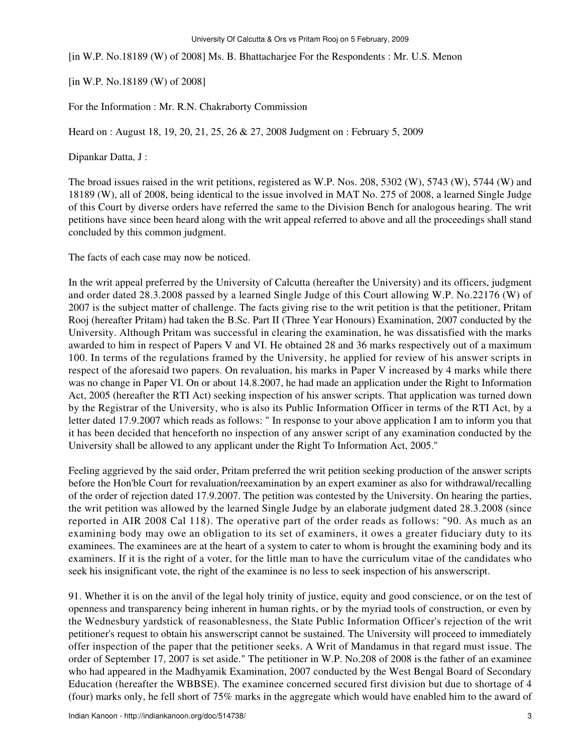[in W.P. No.18189 (W) of 2008] Ms. B. Bhattacharjee For the Respondents : Mr. U.S. Menon

[in W.P. No.18189 (W) of 2008]

For the Information : Mr. R.N. Chakraborty Commission

Heard on : August 18, 19, 20, 21, 25, 26 & 27, 2008 Judgment on : February 5, 2009

Dipankar Datta, J :

The broad issues raised in the writ petitions, registered as W.P. Nos. 208, 5302 (W), 5743 (W), 5744 (W) and 18189 (W), all of 2008, being identical to the issue involved in MAT No. 275 of 2008, a learned Single Judge of this Court by diverse orders have referred the same to the Division Bench for analogous hearing. The writ petitions have since been heard along with the writ appeal referred to above and all the proceedings shall stand concluded by this common judgment.

The facts of each case may now be noticed.

In the writ appeal preferred by the University of Calcutta (hereafter the University) and its officers, judgment and order dated 28.3.2008 passed by a learned Single Judge of this Court allowing W.P. No.22176 (W) of 2007 is the subject matter of challenge. The facts giving rise to the writ petition is that the petitioner, Pritam Rooj (hereafter Pritam) had taken the B.Sc. Part II (Three Year Honours) Examination, 2007 conducted by the University. Although Pritam was successful in clearing the examination, he was dissatisfied with the marks awarded to him in respect of Papers V and VI. He obtained 28 and 36 marks respectively out of a maximum 100. In terms of the regulations framed by the University, he applied for review of his answer scripts in respect of the aforesaid two papers. On revaluation, his marks in Paper V increased by 4 marks while there was no change in Paper VI. On or about 14.8.2007, he had made an application under the Right to Information Act, 2005 (hereafter the RTI Act) seeking inspection of his answer scripts. That application was turned down by the Registrar of the University, who is also its Public Information Officer in terms of the RTI Act, by a letter dated 17.9.2007 which reads as follows: " In response to your above application I am to inform you that it has been decided that henceforth no inspection of any answer script of any examination conducted by the University shall be allowed to any applicant under the Right To Information Act, 2005."

Feeling aggrieved by the said order, Pritam preferred the writ petition seeking production of the answer scripts before the Hon'ble Court for revaluation/reexamination by an expert examiner as also for withdrawal/recalling of the order of rejection dated 17.9.2007. The petition was contested by the University. On hearing the parties, the writ petition was allowed by the learned Single Judge by an elaborate judgment dated 28.3.2008 (since reported in AIR 2008 Cal 118). The operative part of the order reads as follows: "90. As much as an examining body may owe an obligation to its set of examiners, it owes a greater fiduciary duty to its examinees. The examinees are at the heart of a system to cater to whom is brought the examining body and its examiners. If it is the right of a voter, for the little man to have the curriculum vitae of the candidates who seek his insignificant vote, the right of the examinee is no less to seek inspection of his answerscript.

91. Whether it is on the anvil of the legal holy trinity of justice, equity and good conscience, or on the test of openness and transparency being inherent in human rights, or by the myriad tools of construction, or even by the Wednesbury yardstick of reasonableness, the State Public Information Officer's rejection of the writ petitioner's request to obtain his answerscript cannot be sustained. The University will proceed to immediately offer inspection of the paper that the petitioner seeks. A Writ of Mandamus in that regard must issue. The order of September 17, 2007 is set aside." The petitioner in W.P. No.208 of 2008 is the father of an examinee who had appeared in the Madhyamik Examination, 2007 conducted by the West Bengal Board of Secondary Education (hereafter the WBBSE). The examinee concerned secured first division but due to shortage of 4 (four) marks only, he fell short of 75% marks in the aggregate which would have enabled him to the award of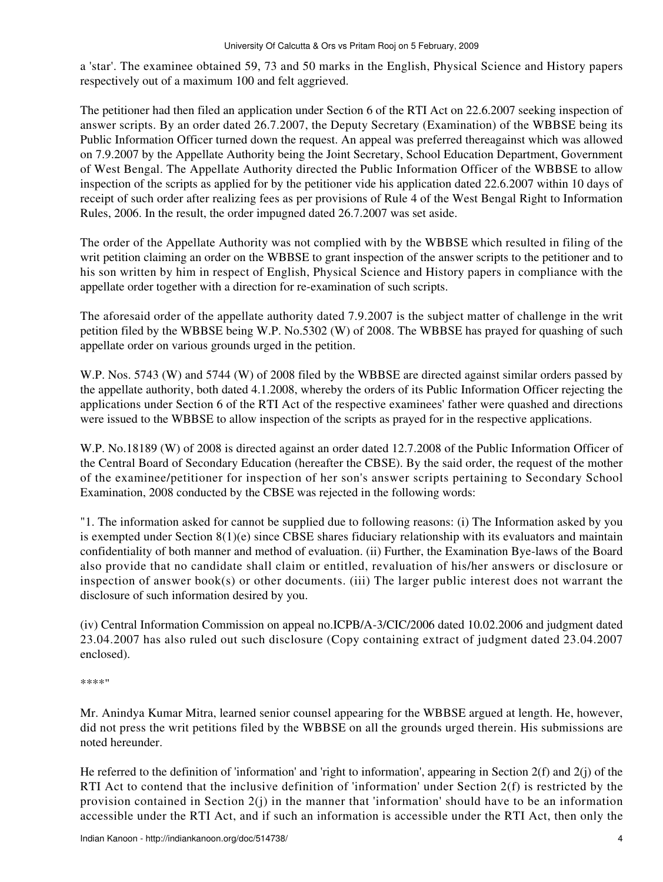a 'star'. The examinee obtained 59, 73 and 50 marks in the English, Physical Science and History papers respectively out of a maximum 100 and felt aggrieved.

The petitioner had then filed an application under Section 6 of the RTI Act on 22.6.2007 seeking inspection of answer scripts. By an order dated 26.7.2007, the Deputy Secretary (Examination) of the WBBSE being its Public Information Officer turned down the request. An appeal was preferred thereagainst which was allowed on 7.9.2007 by the Appellate Authority being the Joint Secretary, School Education Department, Government of West Bengal. The Appellate Authority directed the Public Information Officer of the WBBSE to allow inspection of the scripts as applied for by the petitioner vide his application dated 22.6.2007 within 10 days of receipt of such order after realizing fees as per provisions of Rule 4 of the West Bengal Right to Information Rules, 2006. In the result, the order impugned dated 26.7.2007 was set aside.

The order of the Appellate Authority was not complied with by the WBBSE which resulted in filing of the writ petition claiming an order on the WBBSE to grant inspection of the answer scripts to the petitioner and to his son written by him in respect of English, Physical Science and History papers in compliance with the appellate order together with a direction for re-examination of such scripts.

The aforesaid order of the appellate authority dated 7.9.2007 is the subject matter of challenge in the writ petition filed by the WBBSE being W.P. No.5302 (W) of 2008. The WBBSE has prayed for quashing of such appellate order on various grounds urged in the petition.

W.P. Nos. 5743 (W) and 5744 (W) of 2008 filed by the WBBSE are directed against similar orders passed by the appellate authority, both dated 4.1.2008, whereby the orders of its Public Information Officer rejecting the applications under Section 6 of the RTI Act of the respective examinees' father were quashed and directions were issued to the WBBSE to allow inspection of the scripts as prayed for in the respective applications.

W.P. No.18189 (W) of 2008 is directed against an order dated 12.7.2008 of the Public Information Officer of the Central Board of Secondary Education (hereafter the CBSE). By the said order, the request of the mother of the examinee/petitioner for inspection of her son's answer scripts pertaining to Secondary School Examination, 2008 conducted by the CBSE was rejected in the following words:

"1. The information asked for cannot be supplied due to following reasons: (i) The Information asked by you is exempted under Section 8(1)(e) since CBSE shares fiduciary relationship with its evaluators and maintain confidentiality of both manner and method of evaluation. (ii) Further, the Examination Bye-laws of the Board also provide that no candidate shall claim or entitled, revaluation of his/her answers or disclosure or inspection of answer book(s) or other documents. (iii) The larger public interest does not warrant the disclosure of such information desired by you.

(iv) Central Information Commission on appeal no.ICPB/A-3/CIC/2006 dated 10.02.2006 and judgment dated 23.04.2007 has also ruled out such disclosure (Copy containing extract of judgment dated 23.04.2007 enclosed).

****"

Mr. Anindya Kumar Mitra, learned senior counsel appearing for the WBBSE argued at length. He, however, did not press the writ petitions filed by the WBBSE on all the grounds urged therein. His submissions are noted hereunder.

He referred to the definition of 'information' and 'right to information', appearing in Section 2(f) and 2(j) of the RTI Act to contend that the inclusive definition of 'information' under Section 2(f) is restricted by the provision contained in Section 2(j) in the manner that 'information' should have to be an information accessible under the RTI Act, and if such an information is accessible under the RTI Act, then only the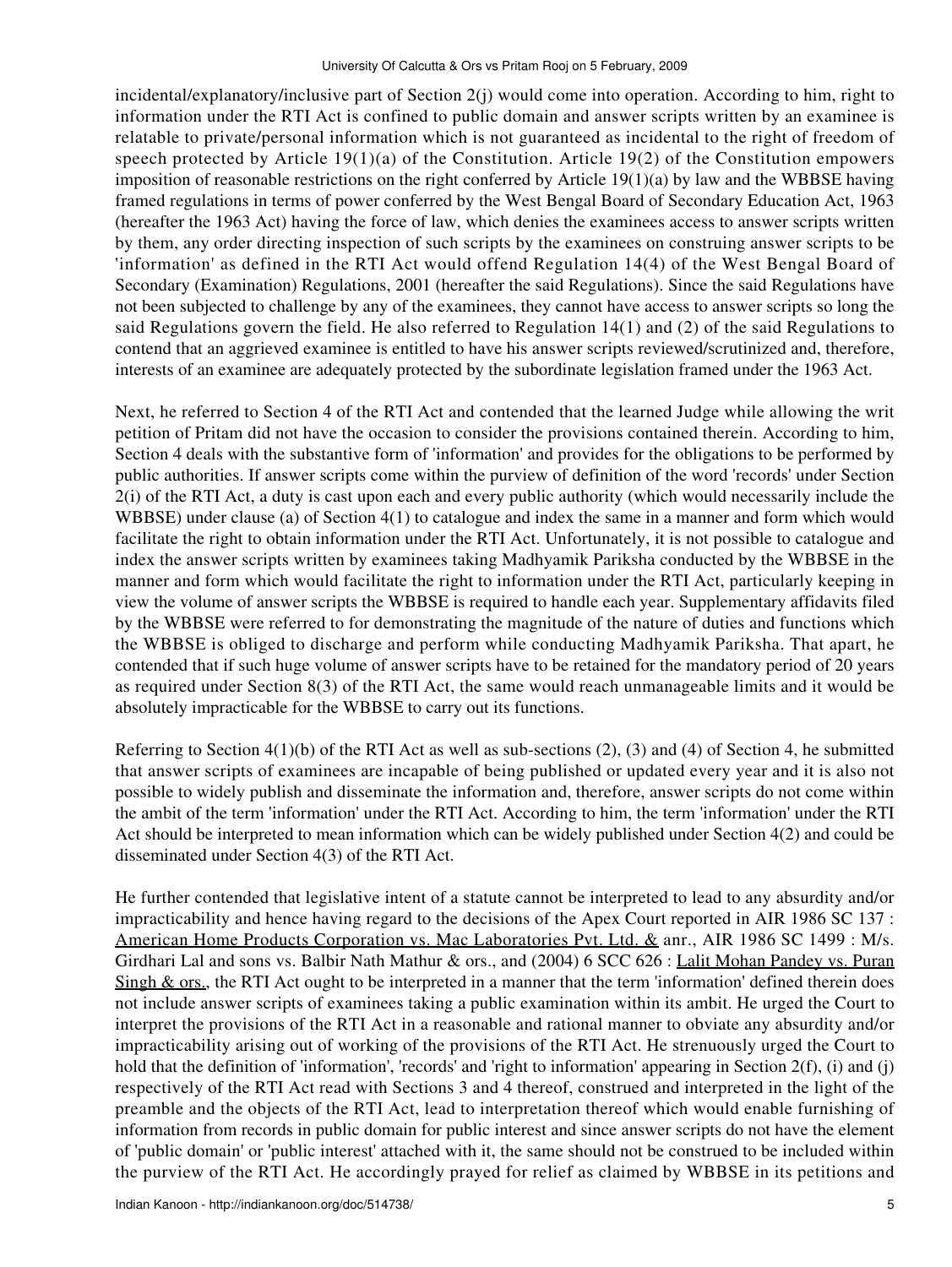incidental/explanatory/inclusive part of Section 2(j) would come into operation. According to him, right to information under the RTI Act is confined to public domain and answer scripts written by an examinee is relatable to private/personal information which is not guaranteed as incidental to the right of freedom of speech protected by Article 19(1)(a) of the Constitution. Article 19(2) of the Constitution empowers imposition of reasonable restrictions on the right conferred by Article 19(1)(a) by law and the WBBSE having framed regulations in terms of power conferred by the West Bengal Board of Secondary Education Act, 1963 (hereafter the 1963 Act) having the force of law, which denies the examinees access to answer scripts written by them, any order directing inspection of such scripts by the examinees on construing answer scripts to be 'information' as defined in the RTI Act would offend Regulation 14(4) of the West Bengal Board of Secondary (Examination) Regulations, 2001 (hereafter the said Regulations). Since the said Regulations have not been subjected to challenge by any of the examinees, they cannot have access to answer scripts so long the said Regulations govern the field. He also referred to Regulation 14(1) and (2) of the said Regulations to contend that an aggrieved examinee is entitled to have his answer scripts reviewed/scrutinized and, therefore, interests of an examinee are adequately protected by the subordinate legislation framed under the 1963 Act.

Next, he referred to Section 4 of the RTI Act and contended that the learned Judge while allowing the writ petition of Pritam did not have the occasion to consider the provisions contained therein. According to him, Section 4 deals with the substantive form of 'information' and provides for the obligations to be performed by public authorities. If answer scripts come within the purview of definition of the word 'records' under Section 2(i) of the RTI Act, a duty is cast upon each and every public authority (which would necessarily include the WBBSE) under clause (a) of Section 4(1) to catalogue and index the same in a manner and form which would facilitate the right to obtain information under the RTI Act. Unfortunately, it is not possible to catalogue and index the answer scripts written by examinees taking Madhyamik Pariksha conducted by the WBBSE in the manner and form which would facilitate the right to information under the RTI Act, particularly keeping in view the volume of answer scripts the WBBSE is required to handle each year. Supplementary affidavits filed by the WBBSE were referred to for demonstrating the magnitude of the nature of duties and functions which the WBBSE is obliged to discharge and perform while conducting Madhyamik Pariksha. That apart, he contended that if such huge volume of answer scripts have to be retained for the mandatory period of 20 years as required under Section 8(3) of the RTI Act, the same would reach unmanageable limits and it would be absolutely impracticable for the WBBSE to carry out its functions.

Referring to Section 4(1)(b) of the RTI Act as well as sub-sections (2), (3) and (4) of Section 4, he submitted that answer scripts of examinees are incapable of being published or updated every year and it is also not possible to widely publish and disseminate the information and, therefore, answer scripts do not come within the ambit of the term 'information' under the RTI Act. According to him, the term 'information' under the RTI Act should be interpreted to mean information which can be widely published under Section 4(2) and could be disseminated under Section 4(3) of the RTI Act.

He further contended that legislative intent of a statute cannot be interpreted to lead to any absurdity and/or impracticability and hence having regard to the decisions of the Apex Court reported in AIR 1986 SC 137 : American Home Products Corporation vs. Mac Laboratories Pvt. Ltd. & anr., AIR 1986 SC 1499 : M/s. Girdhari Lal and sons vs. Balbir Nath Mathur & ors., and (2004) 6 SCC 626 : Lalit Mohan Pandey vs. Puran Singh & ors., the RTI Act ought to be interpreted in a manner that the term 'information' defined therein does not include answer scripts of examinees taking a public examination within its ambit. He urged the Court to interpret the provisions of the RTI Act in a reasonable and rational manner to obviate any absurdity and/or impracticability arising out of working of the provisions of the RTI Act. He strenuously urged the Court to hold that the definition of 'information', 'records' and 'right to information' appearing in Section 2(f), (i) and (j) respectively of the RTI Act read with Sections 3 and 4 thereof, construed and interpreted in the light of the preamble and the objects of the RTI Act, lead to interpretation thereof which would enable furnishing of information from records in public domain for public interest and since answer scripts do not have the element of 'public domain' or 'public interest' attached with it, the same should not be construed to be included within the purview of the RTI Act. He accordingly prayed for relief as claimed by WBBSE in its petitions and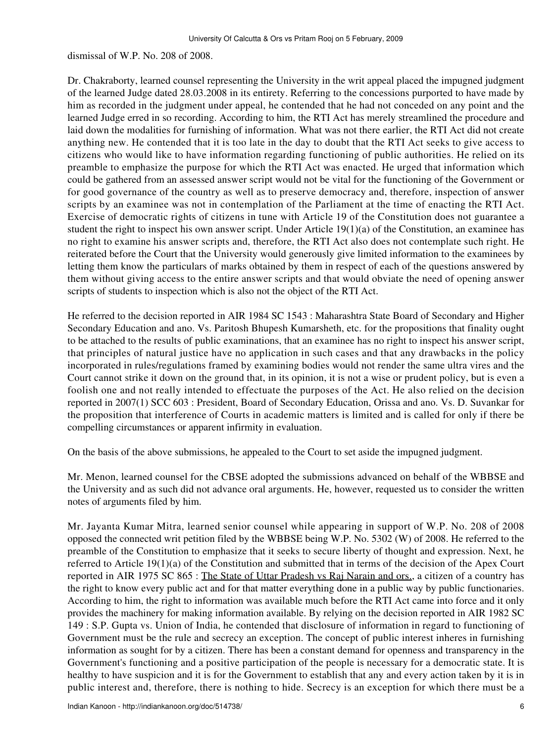dismissal of W.P. No. 208 of 2008.

Dr. Chakraborty, learned counsel representing the University in the writ appeal placed the impugned judgment of the learned Judge dated 28.03.2008 in its entirety. Referring to the concessions purported to have made by him as recorded in the judgment under appeal, he contended that he had not conceded on any point and the learned Judge erred in so recording. According to him, the RTI Act has merely streamlined the procedure and laid down the modalities for furnishing of information. What was not there earlier, the RTI Act did not create anything new. He contended that it is too late in the day to doubt that the RTI Act seeks to give access to citizens who would like to have information regarding functioning of public authorities. He relied on its preamble to emphasize the purpose for which the RTI Act was enacted. He urged that information which could be gathered from an assessed answer script would not be vital for the functioning of the Government or for good governance of the country as well as to preserve democracy and, therefore, inspection of answer scripts by an examinee was not in contemplation of the Parliament at the time of enacting the RTI Act. Exercise of democratic rights of citizens in tune with Article 19 of the Constitution does not guarantee a student the right to inspect his own answer script. Under Article 19(1)(a) of the Constitution, an examinee has no right to examine his answer scripts and, therefore, the RTI Act also does not contemplate such right. He reiterated before the Court that the University would generously give limited information to the examinees by letting them know the particulars of marks obtained by them in respect of each of the questions answered by them without giving access to the entire answer scripts and that would obviate the need of opening answer scripts of students to inspection which is also not the object of the RTI Act.

He referred to the decision reported in AIR 1984 SC 1543 : Maharashtra State Board of Secondary and Higher Secondary Education and ano. Vs. Paritosh Bhupesh Kumarsheth, etc. for the propositions that finality ought to be attached to the results of public examinations, that an examinee has no right to inspect his answer script, that principles of natural justice have no application in such cases and that any drawbacks in the policy incorporated in rules/regulations framed by examining bodies would not render the same ultra vires and the Court cannot strike it down on the ground that, in its opinion, it is not a wise or prudent policy, but is even a foolish one and not really intended to effectuate the purposes of the Act. He also relied on the decision reported in 2007(1) SCC 603 : President, Board of Secondary Education, Orissa and ano. Vs. D. Suvankar for the proposition that interference of Courts in academic matters is limited and is called for only if there be compelling circumstances or apparent infirmity in evaluation.

On the basis of the above submissions, he appealed to the Court to set aside the impugned judgment.

Mr. Menon, learned counsel for the CBSE adopted the submissions advanced on behalf of the WBBSE and the University and as such did not advance oral arguments. He, however, requested us to consider the written notes of arguments filed by him.

Mr. Jayanta Kumar Mitra, learned senior counsel while appearing in support of W.P. No. 208 of 2008 opposed the connected writ petition filed by the WBBSE being W.P. No. 5302 (W) of 2008. He referred to the preamble of the Constitution to emphasize that it seeks to secure liberty of thought and expression. Next, he referred to Article 19(1)(a) of the Constitution and submitted that in terms of the decision of the Apex Court reported in AIR 1975 SC 865 : The State of Uttar Pradesh vs Raj Narain and ors., a citizen of a country has the right to know every public act and for that matter everything done in a public way by public functionaries. According to him, the right to information was available much before the RTI Act came into force and it only provides the machinery for making information available. By relying on the decision reported in AIR 1982 SC 149 : S.P. Gupta vs. Union of India, he contended that disclosure of information in regard to functioning of Government must be the rule and secrecy an exception. The concept of public interest inheres in furnishing information as sought for by a citizen. There has been a constant demand for openness and transparency in the Government's functioning and a positive participation of the people is necessary for a democratic state. It is healthy to have suspicion and it is for the Government to establish that any and every action taken by it is in public interest and, therefore, there is nothing to hide. Secrecy is an exception for which there must be a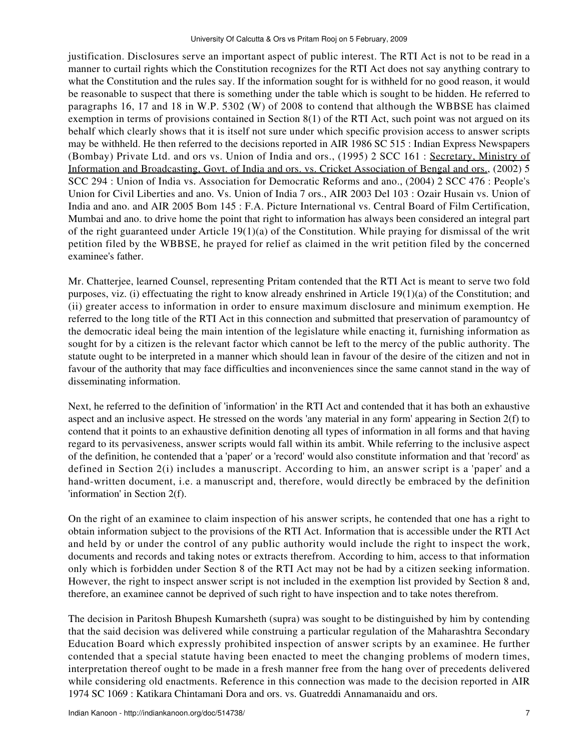justification. Disclosures serve an important aspect of public interest. The RTI Act is not to be read in a manner to curtail rights which the Constitution recognizes for the RTI Act does not say anything contrary to what the Constitution and the rules say. If the information sought for is withheld for no good reason, it would be reasonable to suspect that there is something under the table which is sought to be hidden. He referred to paragraphs 16, 17 and 18 in W.P. 5302 (W) of 2008 to contend that although the WBBSE has claimed exemption in terms of provisions contained in Section 8(1) of the RTI Act, such point was not argued on its behalf which clearly shows that it is itself not sure under which specific provision access to answer scripts may be withheld. He then referred to the decisions reported in AIR 1986 SC 515 : Indian Express Newspapers (Bombay) Private Ltd. and ors vs. Union of India and ors., (1995) 2 SCC 161 : Secretary, Ministry of Information and Broadcasting, Govt. of India and ors. vs. Cricket Association of Bengal and ors., (2002) 5 SCC 294 : Union of India vs. Association for Democratic Reforms and ano., (2004) 2 SCC 476 : People's Union for Civil Liberties and ano. Vs. Union of India 7 ors., AIR 2003 Del 103 : Ozair Husain vs. Union of India and ano. and AIR 2005 Bom 145 : F.A. Picture International vs. Central Board of Film Certification, Mumbai and ano. to drive home the point that right to information has always been considered an integral part of the right guaranteed under Article 19(1)(a) of the Constitution. While praying for dismissal of the writ petition filed by the WBBSE, he prayed for relief as claimed in the writ petition filed by the concerned examinee's father.

Mr. Chatterjee, learned Counsel, representing Pritam contended that the RTI Act is meant to serve two fold purposes, viz. (i) effectuating the right to know already enshrined in Article 19(1)(a) of the Constitution; and (ii) greater access to information in order to ensure maximum disclosure and minimum exemption. He referred to the long title of the RTI Act in this connection and submitted that preservation of paramountcy of the democratic ideal being the main intention of the legislature while enacting it, furnishing information as sought for by a citizen is the relevant factor which cannot be left to the mercy of the public authority. The statute ought to be interpreted in a manner which should lean in favour of the desire of the citizen and not in favour of the authority that may face difficulties and inconveniences since the same cannot stand in the way of disseminating information.

Next, he referred to the definition of 'information' in the RTI Act and contended that it has both an exhaustive aspect and an inclusive aspect. He stressed on the words 'any material in any form' appearing in Section 2(f) to contend that it points to an exhaustive definition denoting all types of information in all forms and that having regard to its pervasiveness, answer scripts would fall within its ambit. While referring to the inclusive aspect of the definition, he contended that a 'paper' or a 'record' would also constitute information and that 'record' as defined in Section 2(i) includes a manuscript. According to him, an answer script is a 'paper' and a hand-written document, i.e. a manuscript and, therefore, would directly be embraced by the definition 'information' in Section 2(f).

On the right of an examinee to claim inspection of his answer scripts, he contended that one has a right to obtain information subject to the provisions of the RTI Act. Information that is accessible under the RTI Act and held by or under the control of any public authority would include the right to inspect the work, documents and records and taking notes or extracts therefrom. According to him, access to that information only which is forbidden under Section 8 of the RTI Act may not be had by a citizen seeking information. However, the right to inspect answer script is not included in the exemption list provided by Section 8 and, therefore, an examinee cannot be deprived of such right to have inspection and to take notes therefrom.

The decision in Paritosh Bhupesh Kumarsheth (supra) was sought to be distinguished by him by contending that the said decision was delivered while construing a particular regulation of the Maharashtra Secondary Education Board which expressly prohibited inspection of answer scripts by an examinee. He further contended that a special statute having been enacted to meet the changing problems of modern times, interpretation thereof ought to be made in a fresh manner free from the hang over of precedents delivered while considering old enactments. Reference in this connection was made to the decision reported in AIR 1974 SC 1069 : Katikara Chintamani Dora and ors. vs. Guatreddi Annamanaidu and ors.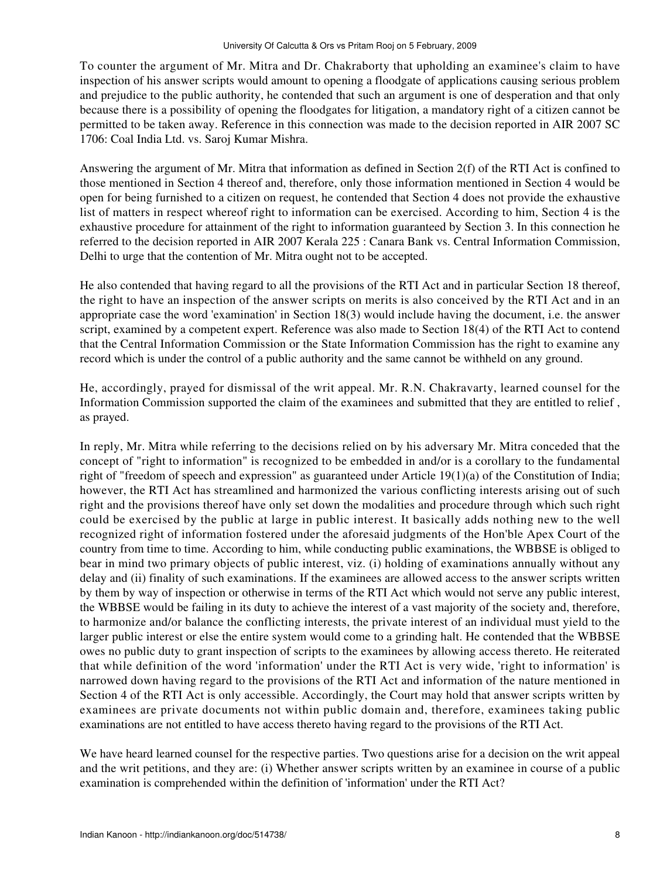To counter the argument of Mr. Mitra and Dr. Chakraborty that upholding an examinee's claim to have inspection of his answer scripts would amount to opening a floodgate of applications causing serious problem and prejudice to the public authority, he contended that such an argument is one of desperation and that only because there is a possibility of opening the floodgates for litigation, a mandatory right of a citizen cannot be permitted to be taken away. Reference in this connection was made to the decision reported in AIR 2007 SC 1706: Coal India Ltd. vs. Saroj Kumar Mishra.

Answering the argument of Mr. Mitra that information as defined in Section 2(f) of the RTI Act is confined to those mentioned in Section 4 thereof and, therefore, only those information mentioned in Section 4 would be open for being furnished to a citizen on request, he contended that Section 4 does not provide the exhaustive list of matters in respect whereof right to information can be exercised. According to him, Section 4 is the exhaustive procedure for attainment of the right to information guaranteed by Section 3. In this connection he referred to the decision reported in AIR 2007 Kerala 225 : Canara Bank vs. Central Information Commission, Delhi to urge that the contention of Mr. Mitra ought not to be accepted.

He also contended that having regard to all the provisions of the RTI Act and in particular Section 18 thereof, the right to have an inspection of the answer scripts on merits is also conceived by the RTI Act and in an appropriate case the word 'examination' in Section 18(3) would include having the document, i.e. the answer script, examined by a competent expert. Reference was also made to Section 18(4) of the RTI Act to contend that the Central Information Commission or the State Information Commission has the right to examine any record which is under the control of a public authority and the same cannot be withheld on any ground.

He, accordingly, prayed for dismissal of the writ appeal. Mr. R.N. Chakravarty, learned counsel for the Information Commission supported the claim of the examinees and submitted that they are entitled to relief , as prayed.

In reply, Mr. Mitra while referring to the decisions relied on by his adversary Mr. Mitra conceded that the concept of "right to information" is recognized to be embedded in and/or is a corollary to the fundamental right of "freedom of speech and expression" as guaranteed under Article 19(1)(a) of the Constitution of India; however, the RTI Act has streamlined and harmonized the various conflicting interests arising out of such right and the provisions thereof have only set down the modalities and procedure through which such right could be exercised by the public at large in public interest. It basically adds nothing new to the well recognized right of information fostered under the aforesaid judgments of the Hon'ble Apex Court of the country from time to time. According to him, while conducting public examinations, the WBBSE is obliged to bear in mind two primary objects of public interest, viz. (i) holding of examinations annually without any delay and (ii) finality of such examinations. If the examinees are allowed access to the answer scripts written by them by way of inspection or otherwise in terms of the RTI Act which would not serve any public interest, the WBBSE would be failing in its duty to achieve the interest of a vast majority of the society and, therefore, to harmonize and/or balance the conflicting interests, the private interest of an individual must yield to the larger public interest or else the entire system would come to a grinding halt. He contended that the WBBSE owes no public duty to grant inspection of scripts to the examinees by allowing access thereto. He reiterated that while definition of the word 'information' under the RTI Act is very wide, 'right to information' is narrowed down having regard to the provisions of the RTI Act and information of the nature mentioned in Section 4 of the RTI Act is only accessible. Accordingly, the Court may hold that answer scripts written by examinees are private documents not within public domain and, therefore, examinees taking public examinations are not entitled to have access thereto having regard to the provisions of the RTI Act.

We have heard learned counsel for the respective parties. Two questions arise for a decision on the writ appeal and the writ petitions, and they are: (i) Whether answer scripts written by an examinee in course of a public examination is comprehended within the definition of 'information' under the RTI Act?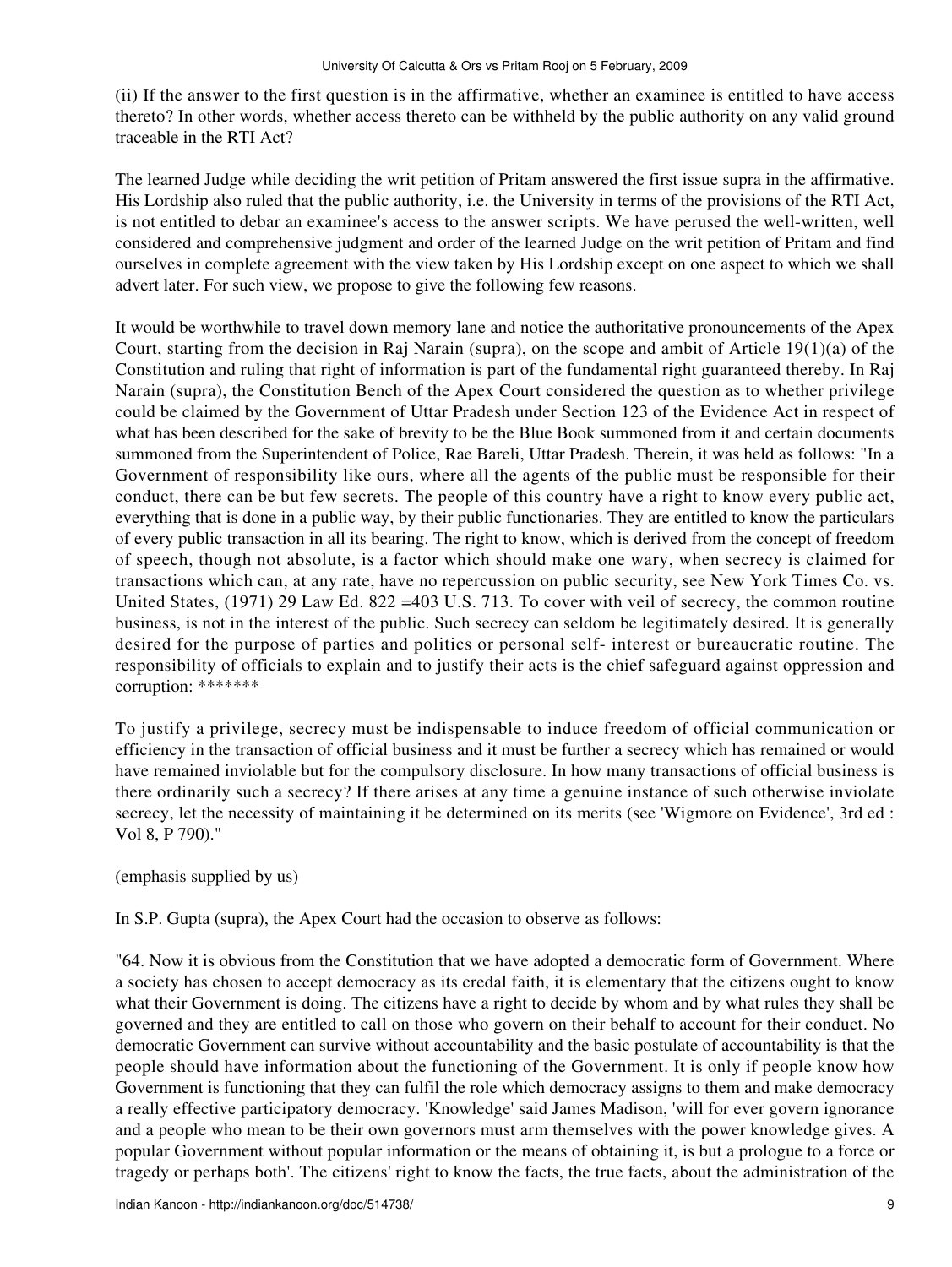(ii) If the answer to the first question is in the affirmative, whether an examinee is entitled to have access thereto? In other words, whether access thereto can be withheld by the public authority on any valid ground traceable in the RTI Act?

The learned Judge while deciding the writ petition of Pritam answered the first issue supra in the affirmative. His Lordship also ruled that the public authority, i.e. the University in terms of the provisions of the RTI Act, is not entitled to debar an examinee's access to the answer scripts. We have perused the well-written, well considered and comprehensive judgment and order of the learned Judge on the writ petition of Pritam and find ourselves in complete agreement with the view taken by His Lordship except on one aspect to which we shall advert later. For such view, we propose to give the following few reasons.

It would be worthwhile to travel down memory lane and notice the authoritative pronouncements of the Apex Court, starting from the decision in Raj Narain (supra), on the scope and ambit of Article 19(1)(a) of the Constitution and ruling that right of information is part of the fundamental right guaranteed thereby. In Raj Narain (supra), the Constitution Bench of the Apex Court considered the question as to whether privilege could be claimed by the Government of Uttar Pradesh under Section 123 of the Evidence Act in respect of what has been described for the sake of brevity to be the Blue Book summoned from it and certain documents summoned from the Superintendent of Police, Rae Bareli, Uttar Pradesh. Therein, it was held as follows: "In a Government of responsibility like ours, where all the agents of the public must be responsible for their conduct, there can be but few secrets. The people of this country have a right to know every public act, everything that is done in a public way, by their public functionaries. They are entitled to know the particulars of every public transaction in all its bearing. The right to know, which is derived from the concept of freedom of speech, though not absolute, is a factor which should make one wary, when secrecy is claimed for transactions which can, at any rate, have no repercussion on public security, see New York Times Co. vs. United States, (1971) 29 Law Ed. 822 =403 U.S. 713. To cover with veil of secrecy, the common routine business, is not in the interest of the public. Such secrecy can seldom be legitimately desired. It is generally desired for the purpose of parties and politics or personal self- interest or bureaucratic routine. The responsibility of officials to explain and to justify their acts is the chief safeguard against oppression and corruption: *******

To justify a privilege, secrecy must be indispensable to induce freedom of official communication or efficiency in the transaction of official business and it must be further a secrecy which has remained or would have remained inviolable but for the compulsory disclosure. In how many transactions of official business is there ordinarily such a secrecy? If there arises at any time a genuine instance of such otherwise inviolate secrecy, let the necessity of maintaining it be determined on its merits (see 'Wigmore on Evidence', 3rd ed : Vol 8, P 790)."

(emphasis supplied by us)

In S.P. Gupta (supra), the Apex Court had the occasion to observe as follows:

"64. Now it is obvious from the Constitution that we have adopted a democratic form of Government. Where a society has chosen to accept democracy as its credal faith, it is elementary that the citizens ought to know what their Government is doing. The citizens have a right to decide by whom and by what rules they shall be governed and they are entitled to call on those who govern on their behalf to account for their conduct. No democratic Government can survive without accountability and the basic postulate of accountability is that the people should have information about the functioning of the Government. It is only if people know how Government is functioning that they can fulfil the role which democracy assigns to them and make democracy a really effective participatory democracy. 'Knowledge' said James Madison, 'will for ever govern ignorance and a people who mean to be their own governors must arm themselves with the power knowledge gives. A popular Government without popular information or the means of obtaining it, is but a prologue to a force or tragedy or perhaps both'. The citizens' right to know the facts, the true facts, about the administration of the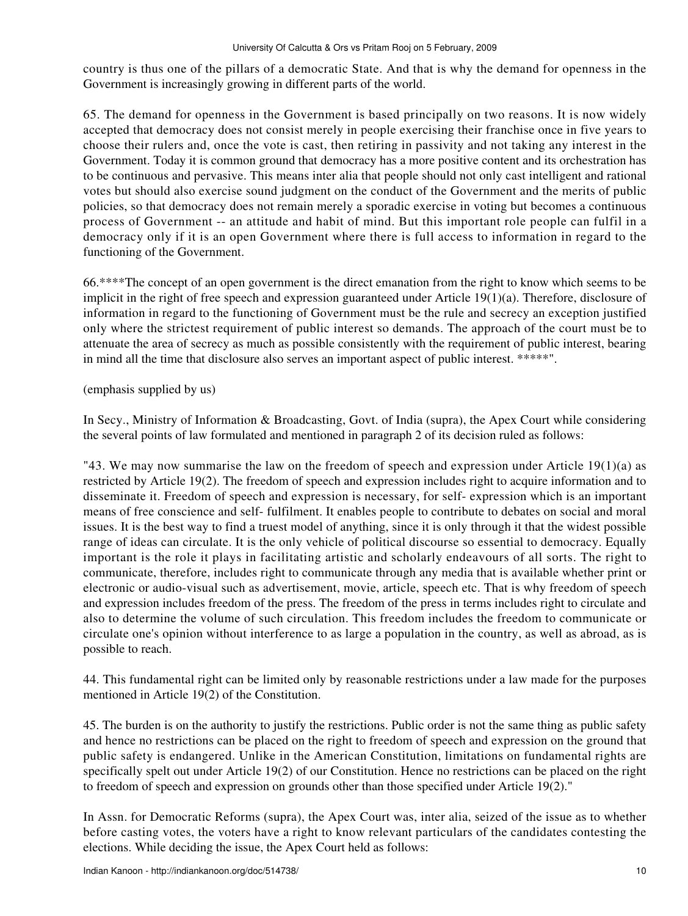country is thus one of the pillars of a democratic State. And that is why the demand for openness in the Government is increasingly growing in different parts of the world.

65. The demand for openness in the Government is based principally on two reasons. It is now widely accepted that democracy does not consist merely in people exercising their franchise once in five years to choose their rulers and, once the vote is cast, then retiring in passivity and not taking any interest in the Government. Today it is common ground that democracy has a more positive content and its orchestration has to be continuous and pervasive. This means inter alia that people should not only cast intelligent and rational votes but should also exercise sound judgment on the conduct of the Government and the merits of public policies, so that democracy does not remain merely a sporadic exercise in voting but becomes a continuous process of Government -- an attitude and habit of mind. But this important role people can fulfil in a democracy only if it is an open Government where there is full access to information in regard to the functioning of the Government.

66.****The concept of an open government is the direct emanation from the right to know which seems to be implicit in the right of free speech and expression guaranteed under Article 19(1)(a). Therefore, disclosure of information in regard to the functioning of Government must be the rule and secrecy an exception justified only where the strictest requirement of public interest so demands. The approach of the court must be to attenuate the area of secrecy as much as possible consistently with the requirement of public interest, bearing in mind all the time that disclosure also serves an important aspect of public interest. *****".

(emphasis supplied by us)

In Secy., Ministry of Information & Broadcasting, Govt. of India (supra), the Apex Court while considering the several points of law formulated and mentioned in paragraph 2 of its decision ruled as follows:

"43. We may now summarise the law on the freedom of speech and expression under Article 19(1)(a) as restricted by Article 19(2). The freedom of speech and expression includes right to acquire information and to disseminate it. Freedom of speech and expression is necessary, for self- expression which is an important means of free conscience and self- fulfilment. It enables people to contribute to debates on social and moral issues. It is the best way to find a truest model of anything, since it is only through it that the widest possible range of ideas can circulate. It is the only vehicle of political discourse so essential to democracy. Equally important is the role it plays in facilitating artistic and scholarly endeavours of all sorts. The right to communicate, therefore, includes right to communicate through any media that is available whether print or electronic or audio-visual such as advertisement, movie, article, speech etc. That is why freedom of speech and expression includes freedom of the press. The freedom of the press in terms includes right to circulate and also to determine the volume of such circulation. This freedom includes the freedom to communicate or circulate one's opinion without interference to as large a population in the country, as well as abroad, as is possible to reach.

44. This fundamental right can be limited only by reasonable restrictions under a law made for the purposes mentioned in Article 19(2) of the Constitution.

45. The burden is on the authority to justify the restrictions. Public order is not the same thing as public safety and hence no restrictions can be placed on the right to freedom of speech and expression on the ground that public safety is endangered. Unlike in the American Constitution, limitations on fundamental rights are specifically spelt out under Article 19(2) of our Constitution. Hence no restrictions can be placed on the right to freedom of speech and expression on grounds other than those specified under Article 19(2)."

In Assn. for Democratic Reforms (supra), the Apex Court was, inter alia, seized of the issue as to whether before casting votes, the voters have a right to know relevant particulars of the candidates contesting the elections. While deciding the issue, the Apex Court held as follows: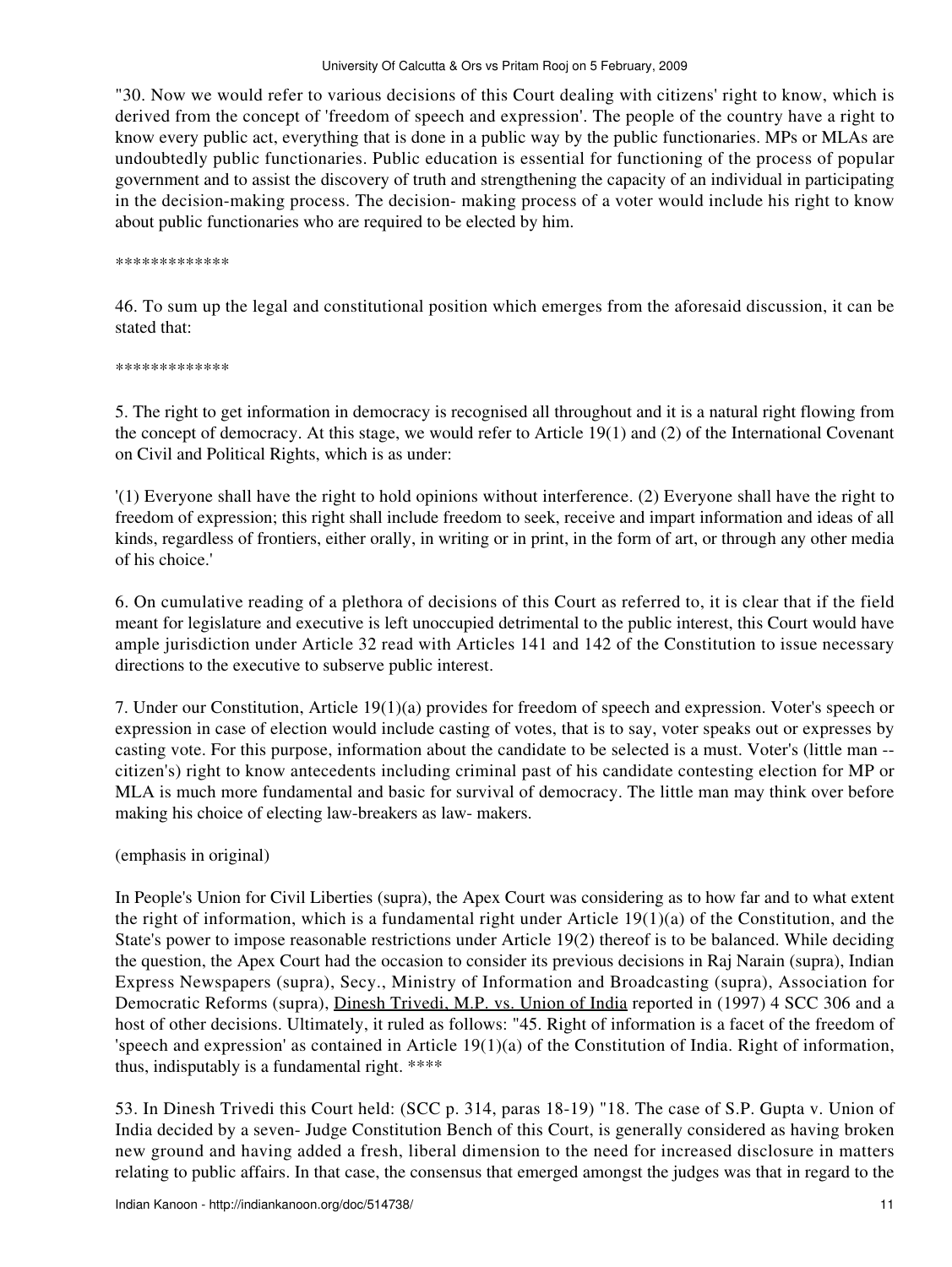"30. Now we would refer to various decisions of this Court dealing with citizens' right to know, which is derived from the concept of 'freedom of speech and expression'. The people of the country have a right to know every public act, everything that is done in a public way by the public functionaries. MPs or MLAs are undoubtedly public functionaries. Public education is essential for functioning of the process of popular government and to assist the discovery of truth and strengthening the capacity of an individual in participating in the decision-making process. The decision- making process of a voter would include his right to know about public functionaries who are required to be elected by him.

*************

46. To sum up the legal and constitutional position which emerges from the aforesaid discussion, it can be stated that:

*************

5. The right to get information in democracy is recognised all throughout and it is a natural right flowing from the concept of democracy. At this stage, we would refer to Article 19(1) and (2) of the International Covenant on Civil and Political Rights, which is as under:

'(1) Everyone shall have the right to hold opinions without interference. (2) Everyone shall have the right to freedom of expression; this right shall include freedom to seek, receive and impart information and ideas of all kinds, regardless of frontiers, either orally, in writing or in print, in the form of art, or through any other media of his choice.'

6. On cumulative reading of a plethora of decisions of this Court as referred to, it is clear that if the field meant for legislature and executive is left unoccupied detrimental to the public interest, this Court would have ample jurisdiction under Article 32 read with Articles 141 and 142 of the Constitution to issue necessary directions to the executive to subserve public interest.

7. Under our Constitution, Article 19(1)(a) provides for freedom of speech and expression. Voter's speech or expression in case of election would include casting of votes, that is to say, voter speaks out or expresses by casting vote. For this purpose, information about the candidate to be selected is a must. Voter's (little man -- citizen's) right to know antecedents including criminal past of his candidate contesting election for MP or MLA is much more fundamental and basic for survival of democracy. The little man may think over before making his choice of electing law-breakers as law- makers.

(emphasis in original)

In People's Union for Civil Liberties (supra), the Apex Court was considering as to how far and to what extent the right of information, which is a fundamental right under Article 19(1)(a) of the Constitution, and the State's power to impose reasonable restrictions under Article 19(2) thereof is to be balanced. While deciding the question, the Apex Court had the occasion to consider its previous decisions in Raj Narain (supra), Indian Express Newspapers (supra), Secy., Ministry of Information and Broadcasting (supra), Association for Democratic Reforms (supra), Dinesh Trivedi, M.P. vs. Union of India reported in (1997) 4 SCC 306 and a host of other decisions. Ultimately, it ruled as follows: "45. Right of information is a facet of the freedom of 'speech and expression' as contained in Article 19(1)(a) of the Constitution of India. Right of information, thus, indisputably is a fundamental right. ****

53. In Dinesh Trivedi this Court held: (SCC p. 314, paras 18-19) "18. The case of S.P. Gupta v. Union of India decided by a seven- Judge Constitution Bench of this Court, is generally considered as having broken new ground and having added a fresh, liberal dimension to the need for increased disclosure in matters relating to public affairs. In that case, the consensus that emerged amongst the judges was that in regard to the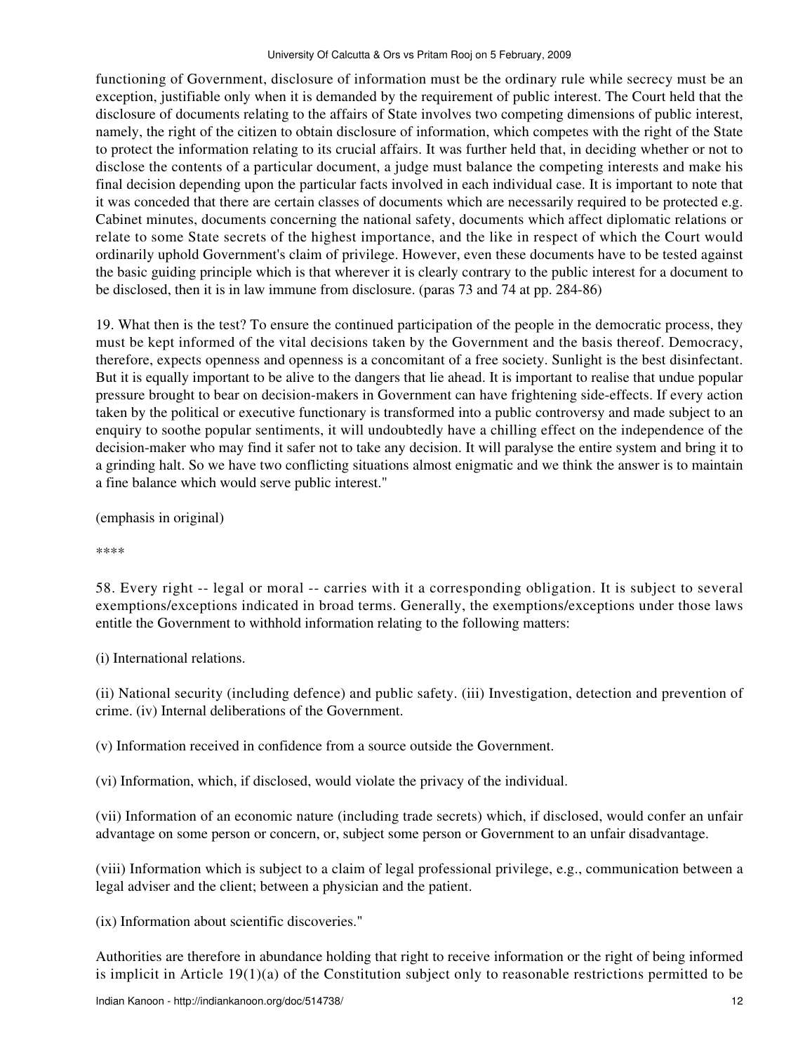functioning of Government, disclosure of information must be the ordinary rule while secrecy must be an exception, justifiable only when it is demanded by the requirement of public interest. The Court held that the disclosure of documents relating to the affairs of State involves two competing dimensions of public interest, namely, the right of the citizen to obtain disclosure of information, which competes with the right of the State to protect the information relating to its crucial affairs. It was further held that, in deciding whether or not to disclose the contents of a particular document, a judge must balance the competing interests and make his final decision depending upon the particular facts involved in each individual case. It is important to note that it was conceded that there are certain classes of documents which are necessarily required to be protected e.g. Cabinet minutes, documents concerning the national safety, documents which affect diplomatic relations or relate to some State secrets of the highest importance, and the like in respect of which the Court would ordinarily uphold Government's claim of privilege. However, even these documents have to be tested against the basic guiding principle which is that wherever it is clearly contrary to the public interest for a document to be disclosed, then it is in law immune from disclosure. (paras 73 and 74 at pp. 284-86)

19. What then is the test? To ensure the continued participation of the people in the democratic process, they must be kept informed of the vital decisions taken by the Government and the basis thereof. Democracy, therefore, expects openness and openness is a concomitant of a free society. Sunlight is the best disinfectant. But it is equally important to be alive to the dangers that lie ahead. It is important to realise that undue popular pressure brought to bear on decision-makers in Government can have frightening side-effects. If every action taken by the political or executive functionary is transformed into a public controversy and made subject to an enquiry to soothe popular sentiments, it will undoubtedly have a chilling effect on the independence of the decision-maker who may find it safer not to take any decision. It will paralyse the entire system and bring it to a grinding halt. So we have two conflicting situations almost enigmatic and we think the answer is to maintain a fine balance which would serve public interest."

(emphasis in original)

****

58. Every right -- legal or moral -- carries with it a corresponding obligation. It is subject to several exemptions/exceptions indicated in broad terms. Generally, the exemptions/exceptions under those laws entitle the Government to withhold information relating to the following matters:

(i) International relations.

(ii) National security (including defence) and public safety. (iii) Investigation, detection and prevention of crime. (iv) Internal deliberations of the Government.

(v) Information received in confidence from a source outside the Government.

(vi) Information, which, if disclosed, would violate the privacy of the individual.

(vii) Information of an economic nature (including trade secrets) which, if disclosed, would confer an unfair advantage on some person or concern, or, subject some person or Government to an unfair disadvantage.

(viii) Information which is subject to a claim of legal professional privilege, e.g., communication between a legal adviser and the client; between a physician and the patient.

(ix) Information about scientific discoveries."

Authorities are therefore in abundance holding that right to receive information or the right of being informed is implicit in Article 19(1)(a) of the Constitution subject only to reasonable restrictions permitted to be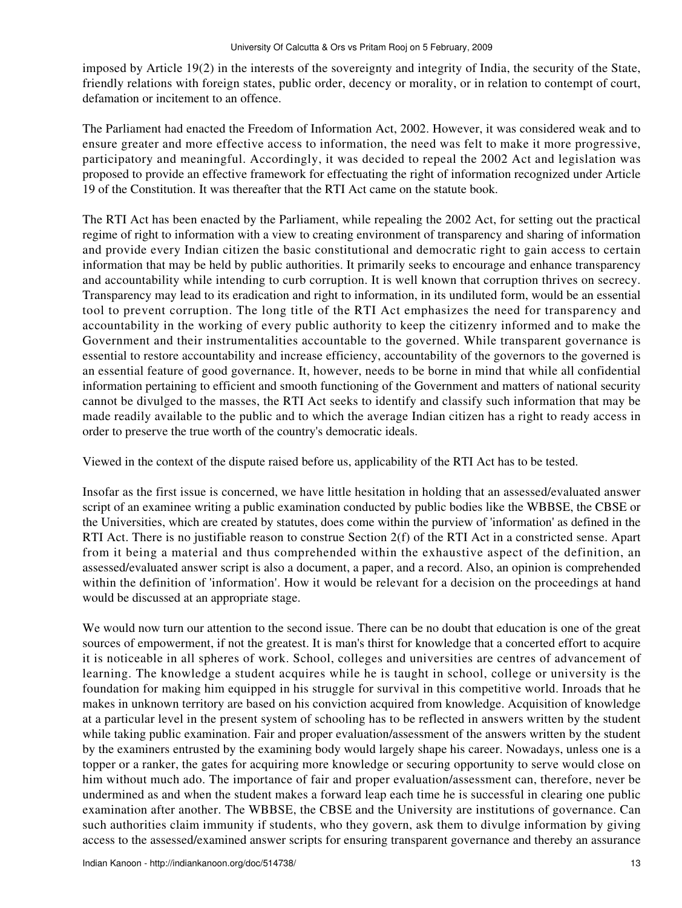imposed by Article 19(2) in the interests of the sovereignty and integrity of India, the security of the State, friendly relations with foreign states, public order, decency or morality, or in relation to contempt of court, defamation or incitement to an offence.

The Parliament had enacted the Freedom of Information Act, 2002. However, it was considered weak and to ensure greater and more effective access to information, the need was felt to make it more progressive, participatory and meaningful. Accordingly, it was decided to repeal the 2002 Act and legislation was proposed to provide an effective framework for effectuating the right of information recognized under Article 19 of the Constitution. It was thereafter that the RTI Act came on the statute book.

The RTI Act has been enacted by the Parliament, while repealing the 2002 Act, for setting out the practical regime of right to information with a view to creating environment of transparency and sharing of information and provide every Indian citizen the basic constitutional and democratic right to gain access to certain information that may be held by public authorities. It primarily seeks to encourage and enhance transparency and accountability while intending to curb corruption. It is well known that corruption thrives on secrecy. Transparency may lead to its eradication and right to information, in its undiluted form, would be an essential tool to prevent corruption. The long title of the RTI Act emphasizes the need for transparency and accountability in the working of every public authority to keep the citizenry informed and to make the Government and their instrumentalities accountable to the governed. While transparent governance is essential to restore accountability and increase efficiency, accountability of the governors to the governed is an essential feature of good governance. It, however, needs to be borne in mind that while all confidential information pertaining to efficient and smooth functioning of the Government and matters of national security cannot be divulged to the masses, the RTI Act seeks to identify and classify such information that may be made readily available to the public and to which the average Indian citizen has a right to ready access in order to preserve the true worth of the country's democratic ideals.

Viewed in the context of the dispute raised before us, applicability of the RTI Act has to be tested.

Insofar as the first issue is concerned, we have little hesitation in holding that an assessed/evaluated answer script of an examinee writing a public examination conducted by public bodies like the WBBSE, the CBSE or the Universities, which are created by statutes, does come within the purview of 'information' as defined in the RTI Act. There is no justifiable reason to construe Section 2(f) of the RTI Act in a constricted sense. Apart from it being a material and thus comprehended within the exhaustive aspect of the definition, an assessed/evaluated answer script is also a document, a paper, and a record. Also, an opinion is comprehended within the definition of 'information'. How it would be relevant for a decision on the proceedings at hand would be discussed at an appropriate stage.

We would now turn our attention to the second issue. There can be no doubt that education is one of the great sources of empowerment, if not the greatest. It is man's thirst for knowledge that a concerted effort to acquire it is noticeable in all spheres of work. School, colleges and universities are centres of advancement of learning. The knowledge a student acquires while he is taught in school, college or university is the foundation for making him equipped in his struggle for survival in this competitive world. Inroads that he makes in unknown territory are based on his conviction acquired from knowledge. Acquisition of knowledge at a particular level in the present system of schooling has to be reflected in answers written by the student while taking public examination. Fair and proper evaluation/assessment of the answers written by the student by the examiners entrusted by the examining body would largely shape his career. Nowadays, unless one is a topper or a ranker, the gates for acquiring more knowledge or securing opportunity to serve would close on him without much ado. The importance of fair and proper evaluation/assessment can, therefore, never be undermined as and when the student makes a forward leap each time he is successful in clearing one public examination after another. The WBBSE, the CBSE and the University are institutions of governance. Can such authorities claim immunity if students, who they govern, ask them to divulge information by giving access to the assessed/examined answer scripts for ensuring transparent governance and thereby an assurance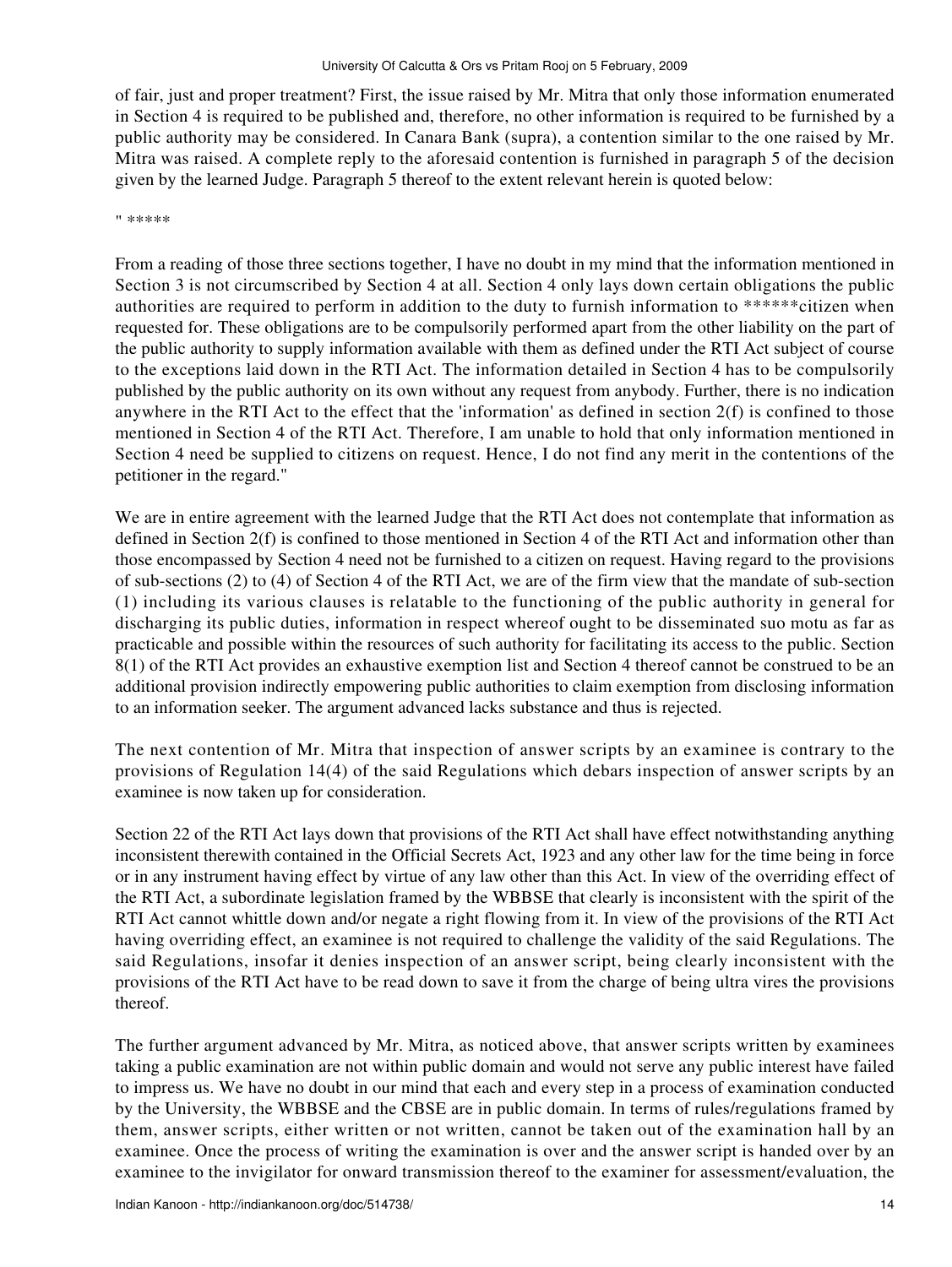of fair, just and proper treatment? First, the issue raised by Mr. Mitra that only those information enumerated in Section 4 is required to be published and, therefore, no other information is required to be furnished by a public authority may be considered. In Canara Bank (supra), a contention similar to the one raised by Mr. Mitra was raised. A complete reply to the aforesaid contention is furnished in paragraph 5 of the decision given by the learned Judge. Paragraph 5 thereof to the extent relevant herein is quoted below:

" *****

From a reading of those three sections together, I have no doubt in my mind that the information mentioned in Section 3 is not circumscribed by Section 4 at all. Section 4 only lays down certain obligations the public authorities are required to perform in addition to the duty to furnish information to ******citizen when requested for. These obligations are to be compulsorily performed apart from the other liability on the part of the public authority to supply information available with them as defined under the RTI Act subject of course to the exceptions laid down in the RTI Act. The information detailed in Section 4 has to be compulsorily published by the public authority on its own without any request from anybody. Further, there is no indication anywhere in the RTI Act to the effect that the 'information' as defined in section 2(f) is confined to those mentioned in Section 4 of the RTI Act. Therefore, I am unable to hold that only information mentioned in Section 4 need be supplied to citizens on request. Hence, I do not find any merit in the contentions of the petitioner in the regard."

We are in entire agreement with the learned Judge that the RTI Act does not contemplate that information as defined in Section 2(f) is confined to those mentioned in Section 4 of the RTI Act and information other than those encompassed by Section 4 need not be furnished to a citizen on request. Having regard to the provisions of sub-sections (2) to (4) of Section 4 of the RTI Act, we are of the firm view that the mandate of sub-section (1) including its various clauses is relatable to the functioning of the public authority in general for discharging its public duties, information in respect whereof ought to be disseminated suo motu as far as practicable and possible within the resources of such authority for facilitating its access to the public. Section 8(1) of the RTI Act provides an exhaustive exemption list and Section 4 thereof cannot be construed to be an additional provision indirectly empowering public authorities to claim exemption from disclosing information to an information seeker. The argument advanced lacks substance and thus is rejected.

The next contention of Mr. Mitra that inspection of answer scripts by an examinee is contrary to the provisions of Regulation 14(4) of the said Regulations which debars inspection of answer scripts by an examinee is now taken up for consideration.

Section 22 of the RTI Act lays down that provisions of the RTI Act shall have effect notwithstanding anything inconsistent therewith contained in the Official Secrets Act, 1923 and any other law for the time being in force or in any instrument having effect by virtue of any law other than this Act. In view of the overriding effect of the RTI Act, a subordinate legislation framed by the WBBSE that clearly is inconsistent with the spirit of the RTI Act cannot whittle down and/or negate a right flowing from it. In view of the provisions of the RTI Act having overriding effect, an examinee is not required to challenge the validity of the said Regulations. The said Regulations, insofar it denies inspection of an answer script, being clearly inconsistent with the provisions of the RTI Act have to be read down to save it from the charge of being ultra vires the provisions thereof.

The further argument advanced by Mr. Mitra, as noticed above, that answer scripts written by examinees taking a public examination are not within public domain and would not serve any public interest have failed to impress us. We have no doubt in our mind that each and every step in a process of examination conducted by the University, the WBBSE and the CBSE are in public domain. In terms of rules/regulations framed by them, answer scripts, either written or not written, cannot be taken out of the examination hall by an examinee. Once the process of writing the examination is over and the answer script is handed over by an examinee to the invigilator for onward transmission thereof to the examiner for assessment/evaluation, the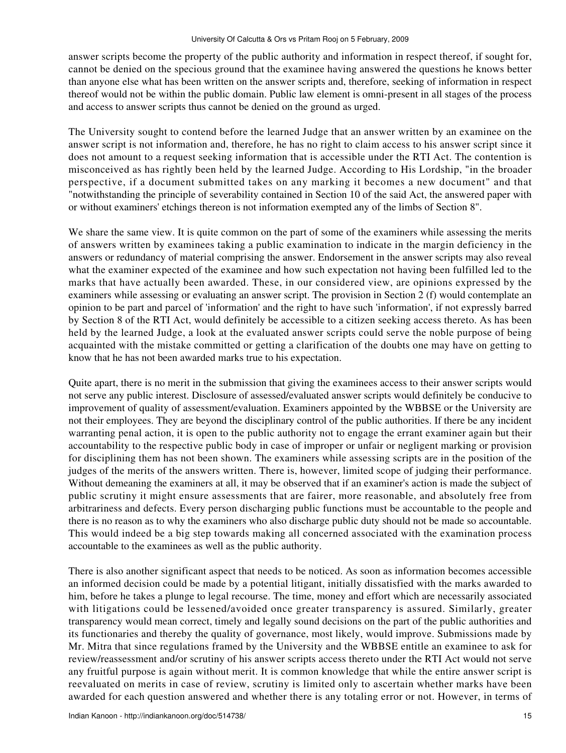answer scripts become the property of the public authority and information in respect thereof, if sought for, cannot be denied on the specious ground that the examinee having answered the questions he knows better than anyone else what has been written on the answer scripts and, therefore, seeking of information in respect thereof would not be within the public domain. Public law element is omni-present in all stages of the process and access to answer scripts thus cannot be denied on the ground as urged.

The University sought to contend before the learned Judge that an answer written by an examinee on the answer script is not information and, therefore, he has no right to claim access to his answer script since it does not amount to a request seeking information that is accessible under the RTI Act. The contention is misconceived as has rightly been held by the learned Judge. According to His Lordship, "in the broader perspective, if a document submitted takes on any marking it becomes a new document" and that "notwithstanding the principle of severability contained in Section 10 of the said Act, the answered paper with or without examiners' etchings thereon is not information exempted any of the limbs of Section 8".

We share the same view. It is quite common on the part of some of the examiners while assessing the merits of answers written by examinees taking a public examination to indicate in the margin deficiency in the answers or redundancy of material comprising the answer. Endorsement in the answer scripts may also reveal what the examiner expected of the examinee and how such expectation not having been fulfilled led to the marks that have actually been awarded. These, in our considered view, are opinions expressed by the examiners while assessing or evaluating an answer script. The provision in Section 2 (f) would contemplate an opinion to be part and parcel of 'information' and the right to have such 'information', if not expressly barred by Section 8 of the RTI Act, would definitely be accessible to a citizen seeking access thereto. As has been held by the learned Judge, a look at the evaluated answer scripts could serve the noble purpose of being acquainted with the mistake committed or getting a clarification of the doubts one may have on getting to know that he has not been awarded marks true to his expectation.

Quite apart, there is no merit in the submission that giving the examinees access to their answer scripts would not serve any public interest. Disclosure of assessed/evaluated answer scripts would definitely be conducive to improvement of quality of assessment/evaluation. Examiners appointed by the WBBSE or the University are not their employees. They are beyond the disciplinary control of the public authorities. If there be any incident warranting penal action, it is open to the public authority not to engage the errant examiner again but their accountability to the respective public body in case of improper or unfair or negligent marking or provision for disciplining them has not been shown. The examiners while assessing scripts are in the position of the judges of the merits of the answers written. There is, however, limited scope of judging their performance. Without demeaning the examiners at all, it may be observed that if an examiner's action is made the subject of public scrutiny it might ensure assessments that are fairer, more reasonable, and absolutely free from arbitrariness and defects. Every person discharging public functions must be accountable to the people and there is no reason as to why the examiners who also discharge public duty should not be made so accountable. This would indeed be a big step towards making all concerned associated with the examination process accountable to the examinees as well as the public authority.

There is also another significant aspect that needs to be noticed. As soon as information becomes accessible an informed decision could be made by a potential litigant, initially dissatisfied with the marks awarded to him, before he takes a plunge to legal recourse. The time, money and effort which are necessarily associated with litigations could be lessened/avoided once greater transparency is assured. Similarly, greater transparency would mean correct, timely and legally sound decisions on the part of the public authorities and its functionaries and thereby the quality of governance, most likely, would improve. Submissions made by Mr. Mitra that since regulations framed by the University and the WBBSE entitle an examinee to ask for review/reassessment and/or scrutiny of his answer scripts access thereto under the RTI Act would not serve any fruitful purpose is again without merit. It is common knowledge that while the entire answer script is reevaluated on merits in case of review, scrutiny is limited only to ascertain whether marks have been awarded for each question answered and whether there is any totaling error or not. However, in terms of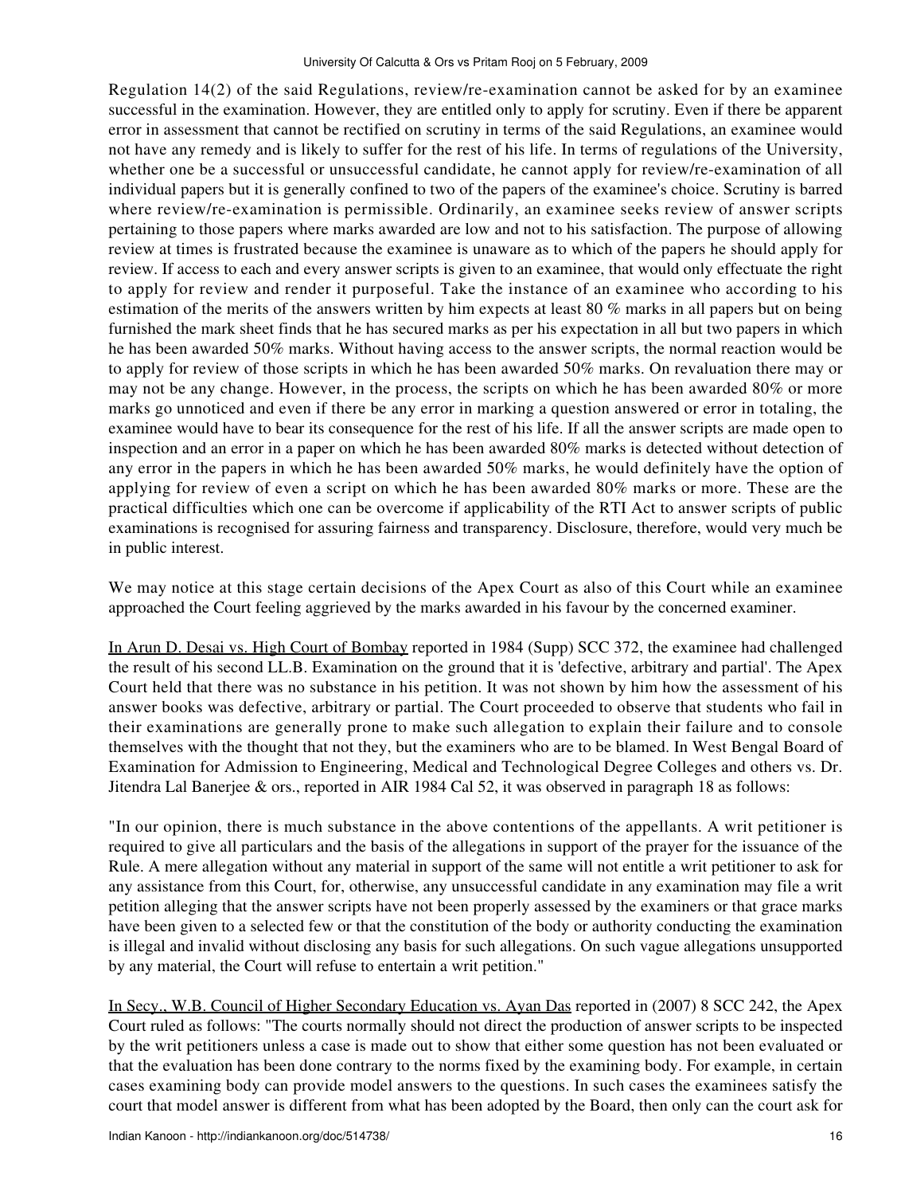Regulation 14(2) of the said Regulations, review/re-examination cannot be asked for by an examinee successful in the examination. However, they are entitled only to apply for scrutiny. Even if there be apparent error in assessment that cannot be rectified on scrutiny in terms of the said Regulations, an examinee would not have any remedy and is likely to suffer for the rest of his life. In terms of regulations of the University, whether one be a successful or unsuccessful candidate, he cannot apply for review/re-examination of all individual papers but it is generally confined to two of the papers of the examinee's choice. Scrutiny is barred where review/re-examination is permissible. Ordinarily, an examinee seeks review of answer scripts pertaining to those papers where marks awarded are low and not to his satisfaction. The purpose of allowing review at times is frustrated because the examinee is unaware as to which of the papers he should apply for review. If access to each and every answer scripts is given to an examinee, that would only effectuate the right to apply for review and render it purposeful. Take the instance of an examinee who according to his estimation of the merits of the answers written by him expects at least 80 % marks in all papers but on being furnished the mark sheet finds that he has secured marks as per his expectation in all but two papers in which he has been awarded 50% marks. Without having access to the answer scripts, the normal reaction would be to apply for review of those scripts in which he has been awarded 50% marks. On revaluation there may or may not be any change. However, in the process, the scripts on which he has been awarded 80% or more marks go unnoticed and even if there be any error in marking a question answered or error in totaling, the examinee would have to bear its consequence for the rest of his life. If all the answer scripts are made open to inspection and an error in a paper on which he has been awarded 80% marks is detected without detection of any error in the papers in which he has been awarded 50% marks, he would definitely have the option of applying for review of even a script on which he has been awarded 80% marks or more. These are the practical difficulties which one can be overcome if applicability of the RTI Act to answer scripts of public examinations is recognised for assuring fairness and transparency. Disclosure, therefore, would very much be in public interest.

We may notice at this stage certain decisions of the Apex Court as also of this Court while an examinee approached the Court feeling aggrieved by the marks awarded in his favour by the concerned examiner.

In Arun D. Desai vs. High Court of Bombay reported in 1984 (Supp) SCC 372, the examinee had challenged the result of his second LL.B. Examination on the ground that it is 'defective, arbitrary and partial'. The Apex Court held that there was no substance in his petition. It was not shown by him how the assessment of his answer books was defective, arbitrary or partial. The Court proceeded to observe that students who fail in their examinations are generally prone to make such allegation to explain their failure and to console themselves with the thought that not they, but the examiners who are to be blamed. In West Bengal Board of Examination for Admission to Engineering, Medical and Technological Degree Colleges and others vs. Dr. Jitendra Lal Banerjee & ors., reported in AIR 1984 Cal 52, it was observed in paragraph 18 as follows:

"In our opinion, there is much substance in the above contentions of the appellants. A writ petitioner is required to give all particulars and the basis of the allegations in support of the prayer for the issuance of the Rule. A mere allegation without any material in support of the same will not entitle a writ petitioner to ask for any assistance from this Court, for, otherwise, any unsuccessful candidate in any examination may file a writ petition alleging that the answer scripts have not been properly assessed by the examiners or that grace marks have been given to a selected few or that the constitution of the body or authority conducting the examination is illegal and invalid without disclosing any basis for such allegations. On such vague allegations unsupported by any material, the Court will refuse to entertain a writ petition."

In Secy., W.B. Council of Higher Secondary Education vs. Ayan Das reported in (2007) 8 SCC 242, the Apex Court ruled as follows: "The courts normally should not direct the production of answer scripts to be inspected by the writ petitioners unless a case is made out to show that either some question has not been evaluated or that the evaluation has been done contrary to the norms fixed by the examining body. For example, in certain cases examining body can provide model answers to the questions. In such cases the examinees satisfy the court that model answer is different from what has been adopted by the Board, then only can the court ask for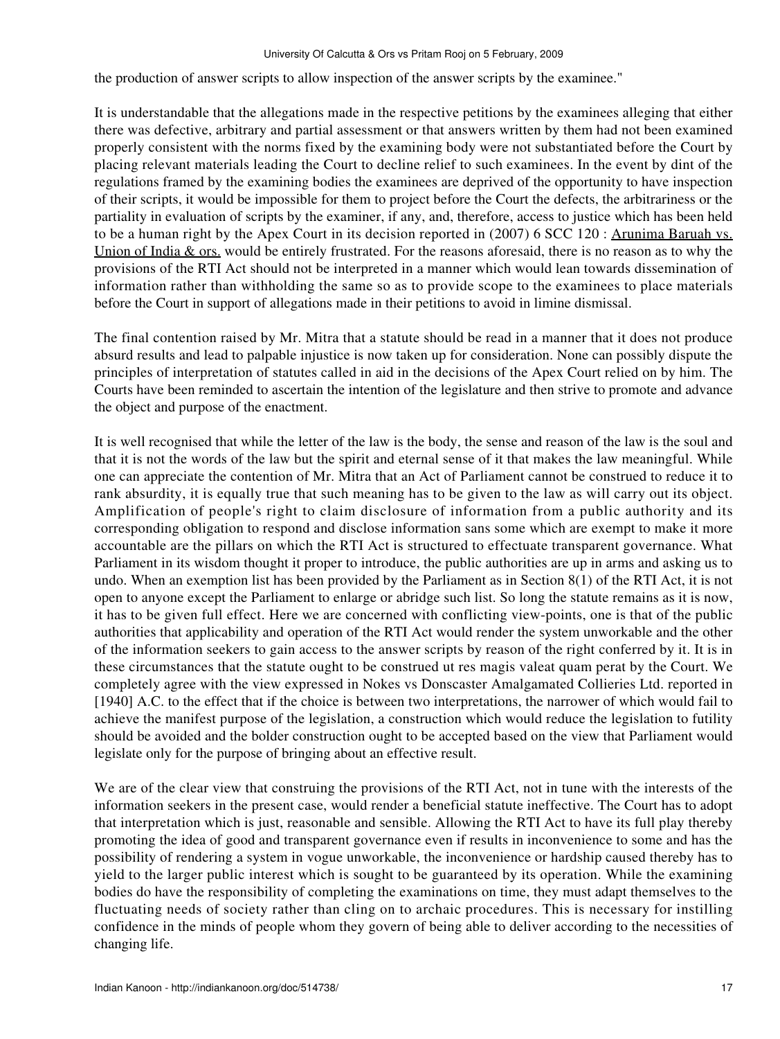the production of answer scripts to allow inspection of the answer scripts by the examinee."

It is understandable that the allegations made in the respective petitions by the examinees alleging that either there was defective, arbitrary and partial assessment or that answers written by them had not been examined properly consistent with the norms fixed by the examining body were not substantiated before the Court by placing relevant materials leading the Court to decline relief to such examinees. In the event by dint of the regulations framed by the examining bodies the examinees are deprived of the opportunity to have inspection of their scripts, it would be impossible for them to project before the Court the defects, the arbitrariness or the partiality in evaluation of scripts by the examiner, if any, and, therefore, access to justice which has been held to be a human right by the Apex Court in its decision reported in (2007) 6 SCC 120 : Arunima Baruah vs. Union of India & ors. would be entirely frustrated. For the reasons aforesaid, there is no reason as to why the provisions of the RTI Act should not be interpreted in a manner which would lean towards dissemination of information rather than withholding the same so as to provide scope to the examinees to place materials before the Court in support of allegations made in their petitions to avoid in limine dismissal.

The final contention raised by Mr. Mitra that a statute should be read in a manner that it does not produce absurd results and lead to palpable injustice is now taken up for consideration. None can possibly dispute the principles of interpretation of statutes called in aid in the decisions of the Apex Court relied on by him. The Courts have been reminded to ascertain the intention of the legislature and then strive to promote and advance the object and purpose of the enactment.

It is well recognised that while the letter of the law is the body, the sense and reason of the law is the soul and that it is not the words of the law but the spirit and eternal sense of it that makes the law meaningful. While one can appreciate the contention of Mr. Mitra that an Act of Parliament cannot be construed to reduce it to rank absurdity, it is equally true that such meaning has to be given to the law as will carry out its object. Amplification of people's right to claim disclosure of information from a public authority and its corresponding obligation to respond and disclose information sans some which are exempt to make it more accountable are the pillars on which the RTI Act is structured to effectuate transparent governance. What Parliament in its wisdom thought it proper to introduce, the public authorities are up in arms and asking us to undo. When an exemption list has been provided by the Parliament as in Section 8(1) of the RTI Act, it is not open to anyone except the Parliament to enlarge or abridge such list. So long the statute remains as it is now, it has to be given full effect. Here we are concerned with conflicting view-points, one is that of the public authorities that applicability and operation of the RTI Act would render the system unworkable and the other of the information seekers to gain access to the answer scripts by reason of the right conferred by it. It is in these circumstances that the statute ought to be construed ut res magis valeat quam perat by the Court. We completely agree with the view expressed in Nokes vs Donscaster Amalgamated Collieries Ltd. reported in [1940] A.C. to the effect that if the choice is between two interpretations, the narrower of which would fail to achieve the manifest purpose of the legislation, a construction which would reduce the legislation to futility should be avoided and the bolder construction ought to be accepted based on the view that Parliament would legislate only for the purpose of bringing about an effective result.

We are of the clear view that construing the provisions of the RTI Act, not in tune with the interests of the information seekers in the present case, would render a beneficial statute ineffective. The Court has to adopt that interpretation which is just, reasonable and sensible. Allowing the RTI Act to have its full play thereby promoting the idea of good and transparent governance even if results in inconvenience to some and has the possibility of rendering a system in vogue unworkable, the inconvenience or hardship caused thereby has to yield to the larger public interest which is sought to be guaranteed by its operation. While the examining bodies do have the responsibility of completing the examinations on time, they must adapt themselves to the fluctuating needs of society rather than cling on to archaic procedures. This is necessary for instilling confidence in the minds of people whom they govern of being able to deliver according to the necessities of changing life.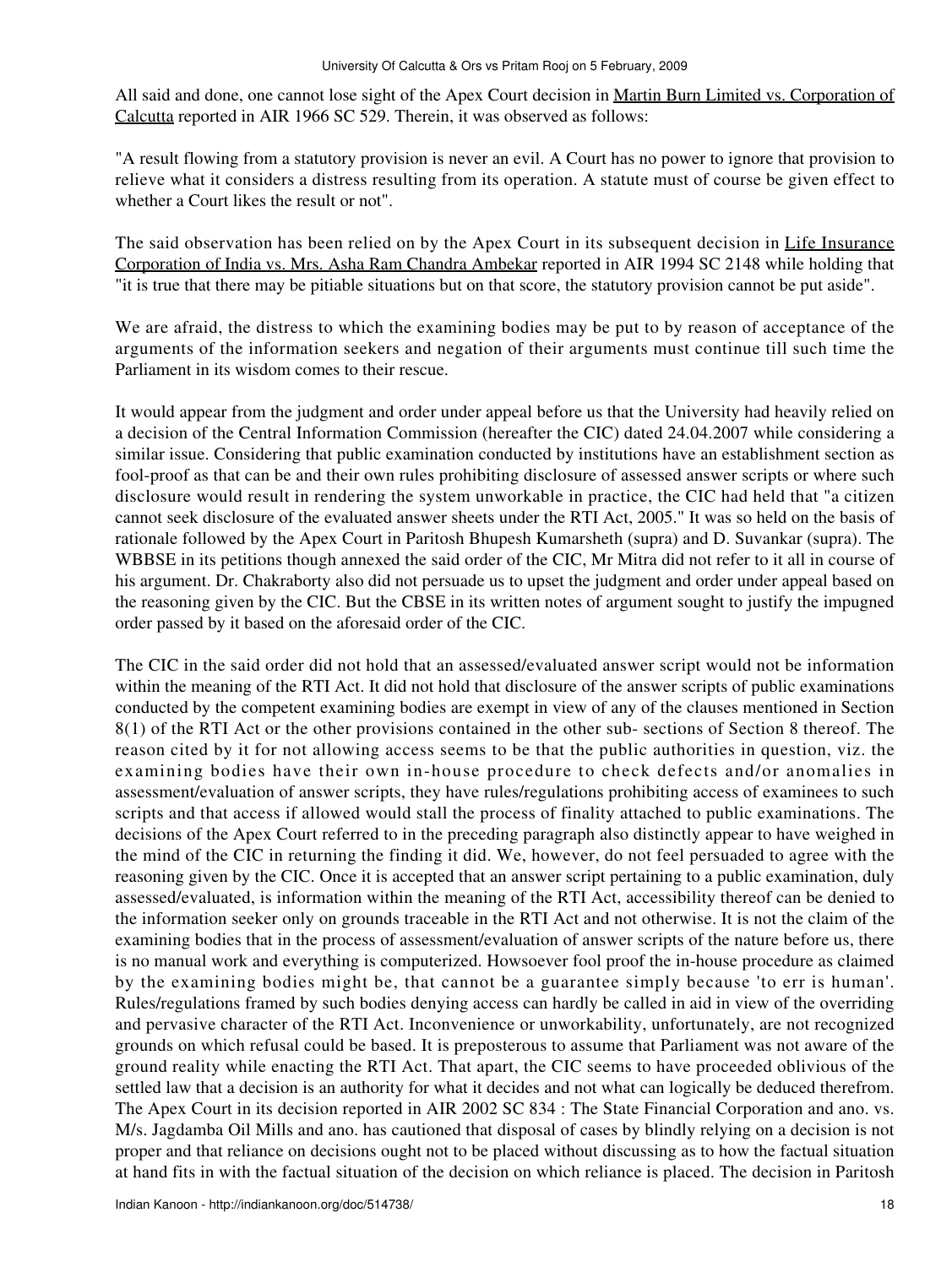All said and done, one cannot lose sight of the Apex Court decision in Martin Burn Limited vs. Corporation of Calcutta reported in AIR 1966 SC 529. Therein, it was observed as follows:

"A result flowing from a statutory provision is never an evil. A Court has no power to ignore that provision to relieve what it considers a distress resulting from its operation. A statute must of course be given effect to whether a Court likes the result or not".

The said observation has been relied on by the Apex Court in its subsequent decision in Life Insurance Corporation of India vs. Mrs. Asha Ram Chandra Ambekar reported in AIR 1994 SC 2148 while holding that "it is true that there may be pitiable situations but on that score, the statutory provision cannot be put aside".

We are afraid, the distress to which the examining bodies may be put to by reason of acceptance of the arguments of the information seekers and negation of their arguments must continue till such time the Parliament in its wisdom comes to their rescue.

It would appear from the judgment and order under appeal before us that the University had heavily relied on a decision of the Central Information Commission (hereafter the CIC) dated 24.04.2007 while considering a similar issue. Considering that public examination conducted by institutions have an establishment section as fool-proof as that can be and their own rules prohibiting disclosure of assessed answer scripts or where such disclosure would result in rendering the system unworkable in practice, the CIC had held that "a citizen cannot seek disclosure of the evaluated answer sheets under the RTI Act, 2005." It was so held on the basis of rationale followed by the Apex Court in Paritosh Bhupesh Kumarsheth (supra) and D. Suvankar (supra). The WBBSE in its petitions though annexed the said order of the CIC, Mr Mitra did not refer to it all in course of his argument. Dr. Chakraborty also did not persuade us to upset the judgment and order under appeal based on the reasoning given by the CIC. But the CBSE in its written notes of argument sought to justify the impugned order passed by it based on the aforesaid order of the CIC.

The CIC in the said order did not hold that an assessed/evaluated answer script would not be information within the meaning of the RTI Act. It did not hold that disclosure of the answer scripts of public examinations conducted by the competent examining bodies are exempt in view of any of the clauses mentioned in Section 8(1) of the RTI Act or the other provisions contained in the other sub- sections of Section 8 thereof. The reason cited by it for not allowing access seems to be that the public authorities in question, viz. the examining bodies have their own in-house procedure to check defects and/or anomalies in assessment/evaluation of answer scripts, they have rules/regulations prohibiting access of examinees to such scripts and that access if allowed would stall the process of finality attached to public examinations. The decisions of the Apex Court referred to in the preceding paragraph also distinctly appear to have weighed in the mind of the CIC in returning the finding it did. We, however, do not feel persuaded to agree with the reasoning given by the CIC. Once it is accepted that an answer script pertaining to a public examination, duly assessed/evaluated, is information within the meaning of the RTI Act, accessibility thereof can be denied to the information seeker only on grounds traceable in the RTI Act and not otherwise. It is not the claim of the examining bodies that in the process of assessment/evaluation of answer scripts of the nature before us, there is no manual work and everything is computerized. Howsoever fool proof the in-house procedure as claimed by the examining bodies might be, that cannot be a guarantee simply because 'to err is human'. Rules/regulations framed by such bodies denying access can hardly be called in aid in view of the overriding and pervasive character of the RTI Act. Inconvenience or unworkability, unfortunately, are not recognized grounds on which refusal could be based. It is preposterous to assume that Parliament was not aware of the ground reality while enacting the RTI Act. That apart, the CIC seems to have proceeded oblivious of the settled law that a decision is an authority for what it decides and not what can logically be deduced therefrom. The Apex Court in its decision reported in AIR 2002 SC 834 : The State Financial Corporation and ano. vs. M/s. Jagdamba Oil Mills and ano. has cautioned that disposal of cases by blindly relying on a decision is not proper and that reliance on decisions ought not to be placed without discussing as to how the factual situation at hand fits in with the factual situation of the decision on which reliance is placed. The decision in Paritosh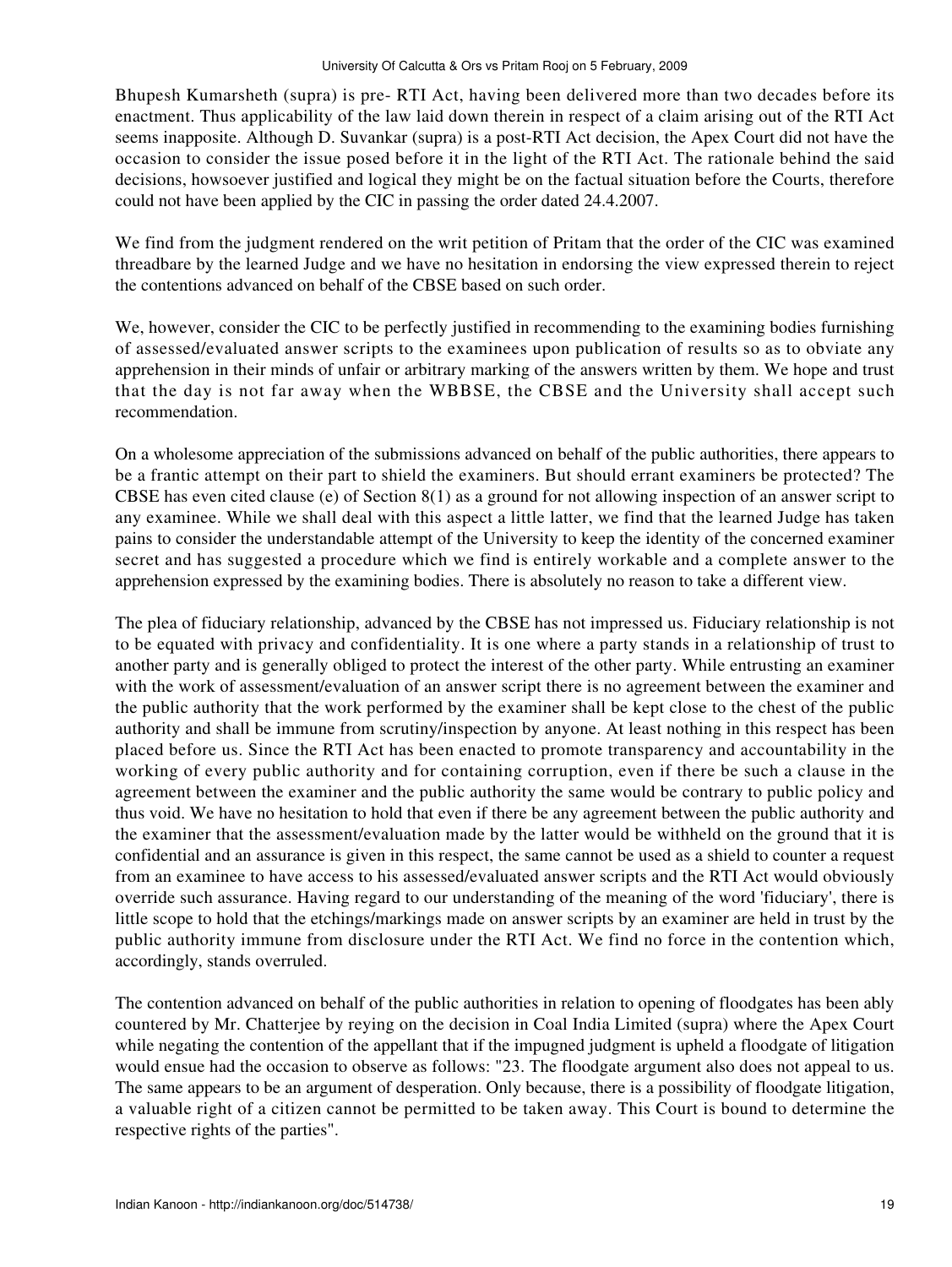Bhupesh Kumarsheth (supra) is pre- RTI Act, having been delivered more than two decades before its enactment. Thus applicability of the law laid down therein in respect of a claim arising out of the RTI Act seems inapposite. Although D. Suvankar (supra) is a post-RTI Act decision, the Apex Court did not have the occasion to consider the issue posed before it in the light of the RTI Act. The rationale behind the said decisions, howsoever justified and logical they might be on the factual situation before the Courts, therefore could not have been applied by the CIC in passing the order dated 24.4.2007.

We find from the judgment rendered on the writ petition of Pritam that the order of the CIC was examined threadbare by the learned Judge and we have no hesitation in endorsing the view expressed therein to reject the contentions advanced on behalf of the CBSE based on such order.

We, however, consider the CIC to be perfectly justified in recommending to the examining bodies furnishing of assessed/evaluated answer scripts to the examinees upon publication of results so as to obviate any apprehension in their minds of unfair or arbitrary marking of the answers written by them. We hope and trust that the day is not far away when the WBBSE, the CBSE and the University shall accept such recommendation.

On a wholesome appreciation of the submissions advanced on behalf of the public authorities, there appears to be a frantic attempt on their part to shield the examiners. But should errant examiners be protected? The CBSE has even cited clause (e) of Section 8(1) as a ground for not allowing inspection of an answer script to any examinee. While we shall deal with this aspect a little latter, we find that the learned Judge has taken pains to consider the understandable attempt of the University to keep the identity of the concerned examiner secret and has suggested a procedure which we find is entirely workable and a complete answer to the apprehension expressed by the examining bodies. There is absolutely no reason to take a different view.

The plea of fiduciary relationship, advanced by the CBSE has not impressed us. Fiduciary relationship is not to be equated with privacy and confidentiality. It is one where a party stands in a relationship of trust to another party and is generally obliged to protect the interest of the other party. While entrusting an examiner with the work of assessment/evaluation of an answer script there is no agreement between the examiner and the public authority that the work performed by the examiner shall be kept close to the chest of the public authority and shall be immune from scrutiny/inspection by anyone. At least nothing in this respect has been placed before us. Since the RTI Act has been enacted to promote transparency and accountability in the working of every public authority and for containing corruption, even if there be such a clause in the agreement between the examiner and the public authority the same would be contrary to public policy and thus void. We have no hesitation to hold that even if there be any agreement between the public authority and the examiner that the assessment/evaluation made by the latter would be withheld on the ground that it is confidential and an assurance is given in this respect, the same cannot be used as a shield to counter a request from an examinee to have access to his assessed/evaluated answer scripts and the RTI Act would obviously override such assurance. Having regard to our understanding of the meaning of the word 'fiduciary', there is little scope to hold that the etchings/markings made on answer scripts by an examiner are held in trust by the public authority immune from disclosure under the RTI Act. We find no force in the contention which, accordingly, stands overruled.

The contention advanced on behalf of the public authorities in relation to opening of floodgates has been ably countered by Mr. Chatterjee by reying on the decision in Coal India Limited (supra) where the Apex Court while negating the contention of the appellant that if the impugned judgment is upheld a floodgate of litigation would ensue had the occasion to observe as follows: "23. The floodgate argument also does not appeal to us. The same appears to be an argument of desperation. Only because, there is a possibility of floodgate litigation, a valuable right of a citizen cannot be permitted to be taken away. This Court is bound to determine the respective rights of the parties".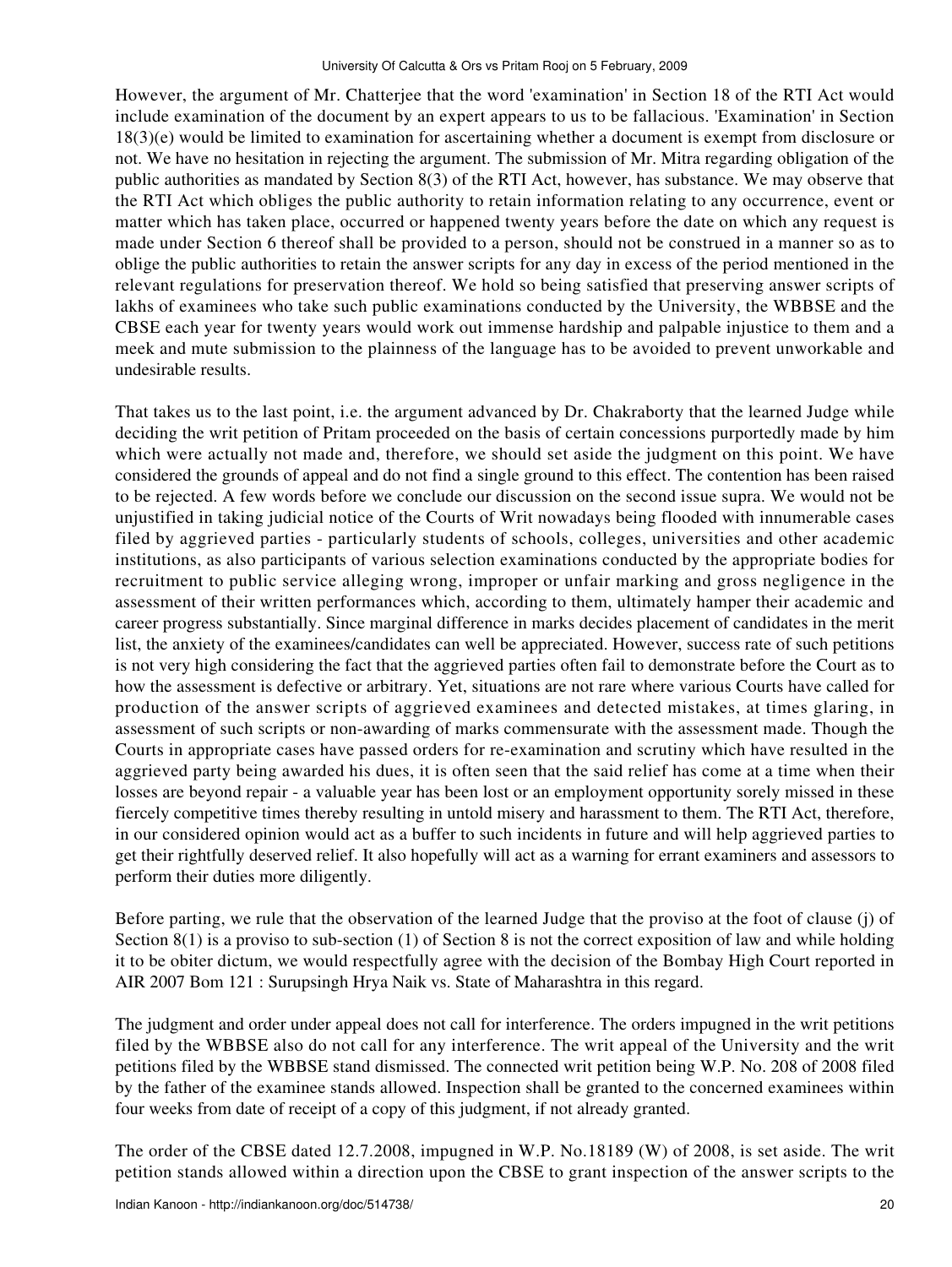However, the argument of Mr. Chatterjee that the word 'examination' in Section 18 of the RTI Act would include examination of the document by an expert appears to us to be fallacious. 'Examination' in Section 18(3)(e) would be limited to examination for ascertaining whether a document is exempt from disclosure or not. We have no hesitation in rejecting the argument. The submission of Mr. Mitra regarding obligation of the public authorities as mandated by Section 8(3) of the RTI Act, however, has substance. We may observe that the RTI Act which obliges the public authority to retain information relating to any occurrence, event or matter which has taken place, occurred or happened twenty years before the date on which any request is made under Section 6 thereof shall be provided to a person, should not be construed in a manner so as to oblige the public authorities to retain the answer scripts for any day in excess of the period mentioned in the relevant regulations for preservation thereof. We hold so being satisfied that preserving answer scripts of lakhs of examinees who take such public examinations conducted by the University, the WBBSE and the CBSE each year for twenty years would work out immense hardship and palpable injustice to them and a meek and mute submission to the plainness of the language has to be avoided to prevent unworkable and undesirable results.

That takes us to the last point, i.e. the argument advanced by Dr. Chakraborty that the learned Judge while deciding the writ petition of Pritam proceeded on the basis of certain concessions purportedly made by him which were actually not made and, therefore, we should set aside the judgment on this point. We have considered the grounds of appeal and do not find a single ground to this effect. The contention has been raised to be rejected. A few words before we conclude our discussion on the second issue supra. We would not be unjustified in taking judicial notice of the Courts of Writ nowadays being flooded with innumerable cases filed by aggrieved parties - particularly students of schools, colleges, universities and other academic institutions, as also participants of various selection examinations conducted by the appropriate bodies for recruitment to public service alleging wrong, improper or unfair marking and gross negligence in the assessment of their written performances which, according to them, ultimately hamper their academic and career progress substantially. Since marginal difference in marks decides placement of candidates in the merit list, the anxiety of the examinees/candidates can well be appreciated. However, success rate of such petitions is not very high considering the fact that the aggrieved parties often fail to demonstrate before the Court as to how the assessment is defective or arbitrary. Yet, situations are not rare where various Courts have called for production of the answer scripts of aggrieved examinees and detected mistakes, at times glaring, in assessment of such scripts or non-awarding of marks commensurate with the assessment made. Though the Courts in appropriate cases have passed orders for re-examination and scrutiny which have resulted in the aggrieved party being awarded his dues, it is often seen that the said relief has come at a time when their losses are beyond repair - a valuable year has been lost or an employment opportunity sorely missed in these fiercely competitive times thereby resulting in untold misery and harassment to them. The RTI Act, therefore, in our considered opinion would act as a buffer to such incidents in future and will help aggrieved parties to get their rightfully deserved relief. It also hopefully will act as a warning for errant examiners and assessors to perform their duties more diligently.

Before parting, we rule that the observation of the learned Judge that the proviso at the foot of clause (j) of Section 8(1) is a proviso to sub-section (1) of Section 8 is not the correct exposition of law and while holding it to be obiter dictum, we would respectfully agree with the decision of the Bombay High Court reported in AIR 2007 Bom 121 : Surupsingh Hrya Naik vs. State of Maharashtra in this regard.

The judgment and order under appeal does not call for interference. The orders impugned in the writ petitions filed by the WBBSE also do not call for any interference. The writ appeal of the University and the writ petitions filed by the WBBSE stand dismissed. The connected writ petition being W.P. No. 208 of 2008 filed by the father of the examinee stands allowed. Inspection shall be granted to the concerned examinees within four weeks from date of receipt of a copy of this judgment, if not already granted.

The order of the CBSE dated 12.7.2008, impugned in W.P. No.18189 (W) of 2008, is set aside. The writ petition stands allowed within a direction upon the CBSE to grant inspection of the answer scripts to the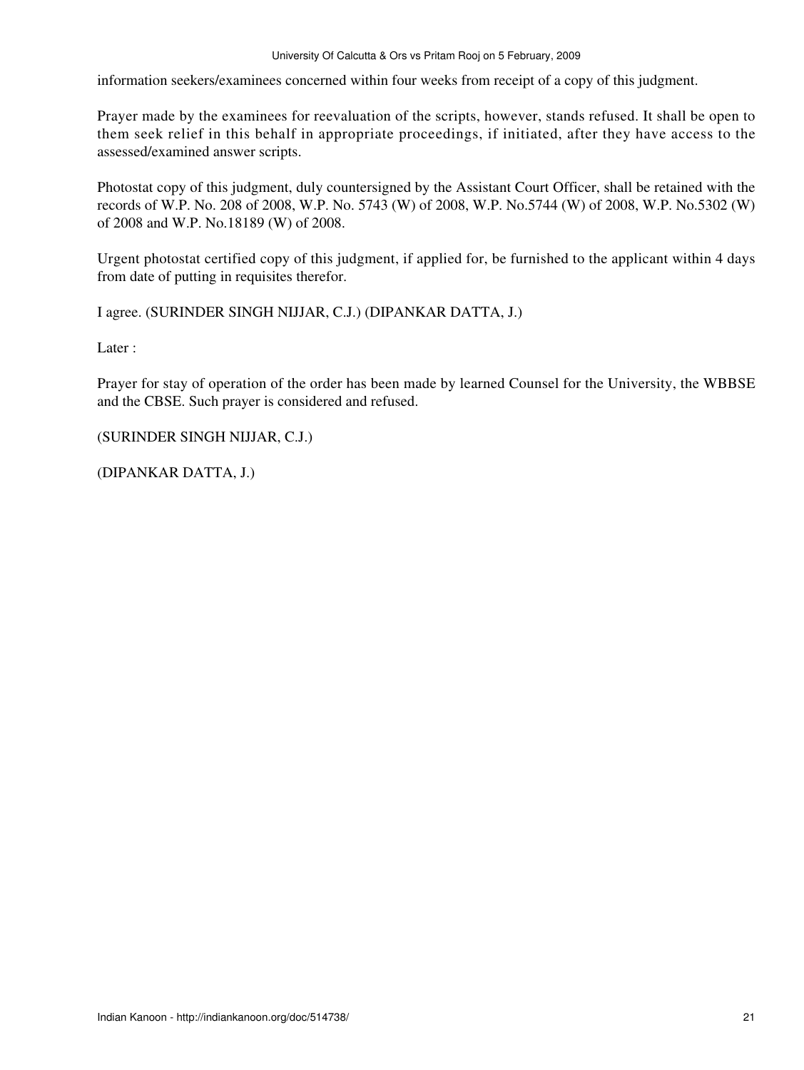information seekers/examinees concerned within four weeks from receipt of a copy of this judgment.

Prayer made by the examinees for reevaluation of the scripts, however, stands refused. It shall be open to them seek relief in this behalf in appropriate proceedings, if initiated, after they have access to the assessed/examined answer scripts.

Photostat copy of this judgment, duly countersigned by the Assistant Court Officer, shall be retained with the records of W.P. No. 208 of 2008, W.P. No. 5743 (W) of 2008, W.P. No.5744 (W) of 2008, W.P. No.5302 (W) of 2008 and W.P. No.18189 (W) of 2008.

Urgent photostat certified copy of this judgment, if applied for, be furnished to the applicant within 4 days from date of putting in requisites therefor.

I agree. (SURINDER SINGH NIJJAR, C.J.) (DIPANKAR DATTA, J.)

Later :

Prayer for stay of operation of the order has been made by learned Counsel for the University, the WBBSE and the CBSE. Such prayer is considered and refused.

(SURINDER SINGH NIJJAR, C.J.)

(DIPANKAR DATTA, J.)